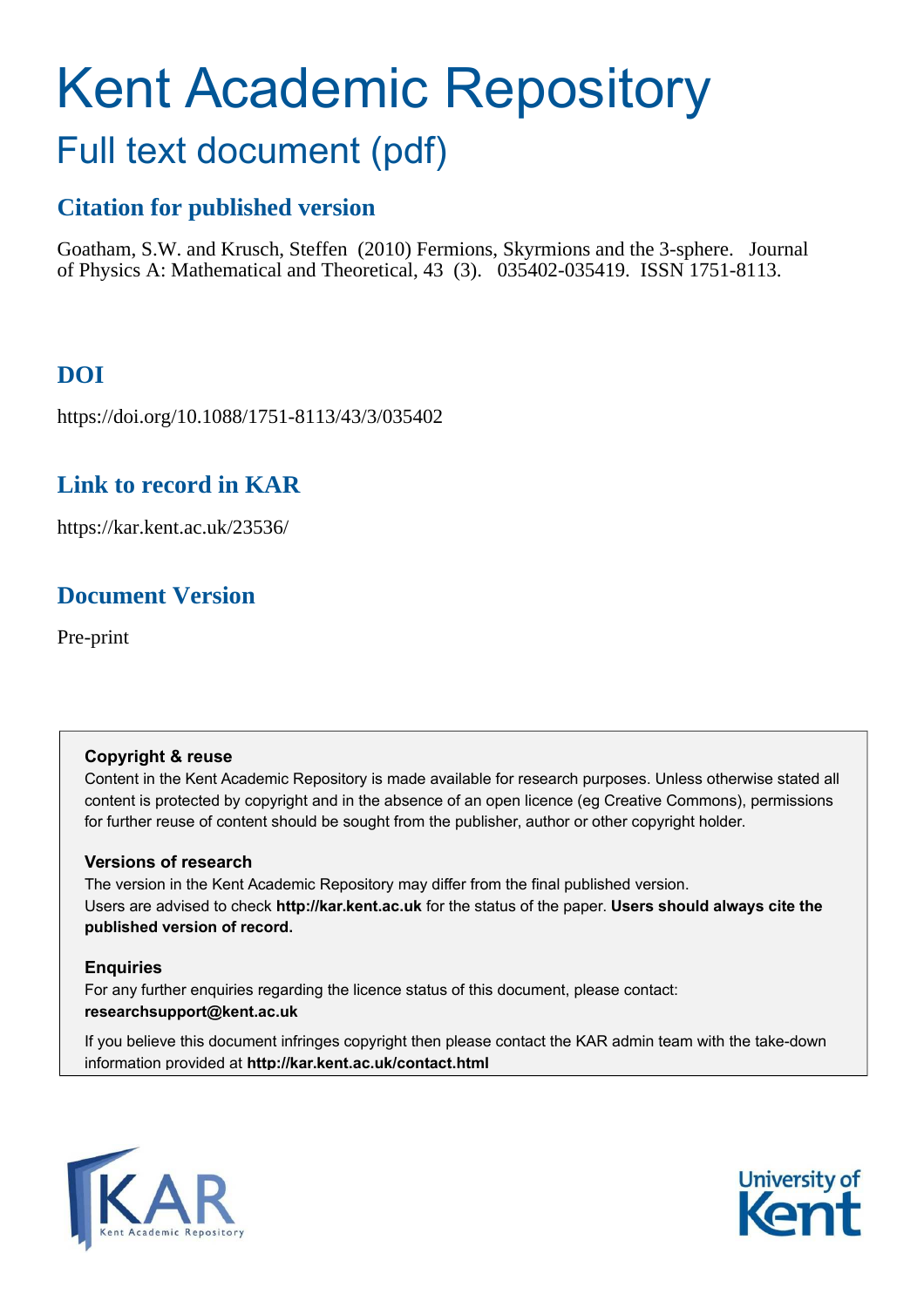# Kent Academic Repository

## Full text document (pdf)

### Citation for published version

Goatham, S.W. and Krusch, Steffen (2010) Fermions, Skyrmions and the 3-sphere. Journal of Physics A: Mathematical and Theoretical, 43 (3). 035402-035419. ISSN 1751-8113.

### DOI

https://doi.org/10.1088/1751-8113/43/3/035402

### Link to record in KAR

https://kar.kent.ac.uk/23536/

### Document Version

Pre-print

**Copyright & reuse**

Content in the Kent Academic Repository is made available for research purposes. Unless otherwise stated all content is protected by copyright and in the absence of an open licence (eg Creative Commons), permissions for further reuse of content should be sought from the publisher, author or other copyright holder.

**Versions of research**

The version in the Kent Academic Repository may differ from the final published version. Users are advised to check **http://kar.kent.ac.uk** for the status of the paper. **Users should always cite the published version of record.**

**Enquiries**

For any further enquiries regarding the licence status of this document, please contact: **researchsupport@kent.ac.uk**

If you believe this document infringes copyright then please contact the KAR admin team with the take-down information provided at **http://kar.kent.ac.uk/contact.html**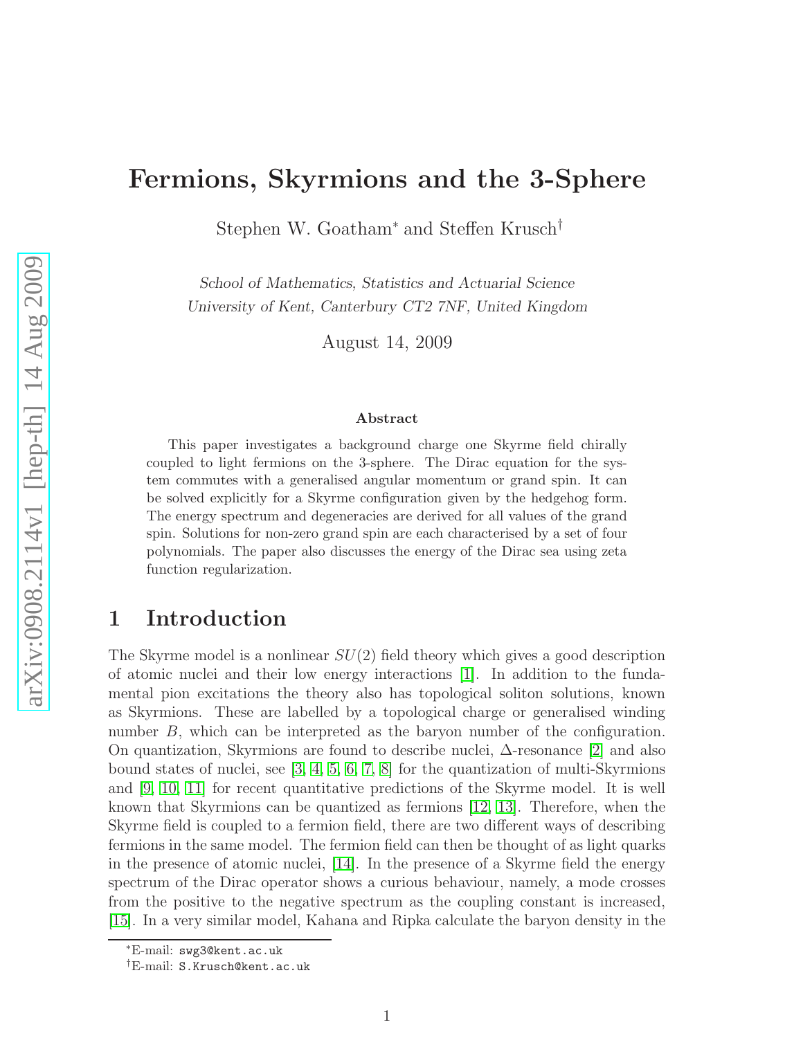# Fermions, Skyrmions and the 3-Sphere

Stephen W. Goatham* and Steffen Krusch†

*School of Mathematics, Statistics and Actuarial Science*
*University of Kent, Canterbury CT2 7NF, United Kingdom*

August 14, 2009

### Abstract

This paper investigates a background charge one Skyrme field chirally coupled to light fermions on the 3-sphere. The Dirac equation for the system commutes with a generalised angular momentum or grand spin. It can be solved explicitly for a Skyrme configuration given by the hedgehog form. The energy spectrum and degeneracies are derived for all values of the grand spin. Solutions for non-zero grand spin are each characterised by a set of four polynomials. The paper also discusses the energy of the Dirac sea using zeta function regularization.

## 1 Introduction

The Skyrme model is a nonlinear $SU(2)$ field theory which gives a good description of atomic nuclei and their low energy interactions [1]. In addition to the fundamental pion excitations the theory also has topological soliton solutions, known as Skyrmions. These are labelled by a topological charge or generalised winding number $B$, which can be interpreted as the baryon number of the configuration. On quantization, Skyrmions are found to describe nuclei, Δ-resonance [2] and also bound states of nuclei, see [3, 4, 5, 6, 7, 8] for the quantization of multi-Skyrmions and [9, 10, 11] for recent quantitative predictions of the Skyrme model. It is well known that Skyrmions can be quantized as fermions [12, 13]. Therefore, when the Skyrme field is coupled to a fermion field, there are two different ways of describing fermions in the same model. The fermion field can then be thought of as light quarks in the presence of atomic nuclei, [14]. In the presence of a Skyrme field the energy spectrum of the Dirac operator shows a curious behaviour, namely, a mode crosses from the positive to the negative spectrum as the coupling constant is increased, [15]. In a very similar model, Kahana and Ripka calculate the baryon density in the

*E-mail: swg3@kent.ac.uk
†E-mail: S.Krusch@kent.ac.uk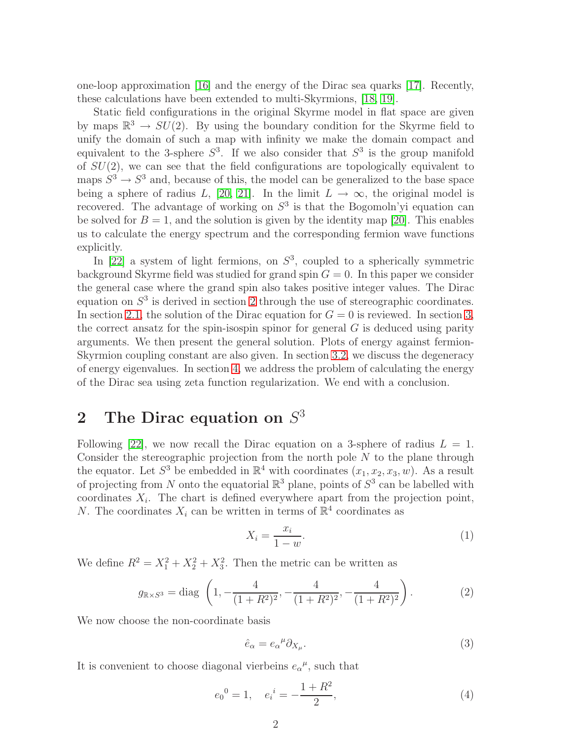one-loop approximation [16] and the energy of the Dirac sea quarks [17]. Recently, these calculations have been extended to multi-Skyrmions, [18, 19].

Static field configurations in the original Skyrme model in flat space are given by maps $\mathbb{R}^3 \to SU(2)$. By using the boundary condition for the Skyrme field to unify the domain of such a map with infinity we make the domain compact and equivalent to the 3-sphere $S^3$. If we also consider that $S^3$ is the group manifold of $SU(2)$, we can see that the field configurations are topologically equivalent to maps $S^3 \to S^3$ and, because of this, the model can be generalized to the base space being a sphere of radius $L$, [20, 21]. In the limit $L \to \infty$, the original model is recovered. The advantage of working on $S^3$ is that the Bogomoln'yi equation can be solved for $B = 1$, and the solution is given by the identity map [20]. This enables us to calculate the energy spectrum and the corresponding fermion wave functions explicitly.

In [22] a system of light fermions, on $S^3$, coupled to a spherically symmetric background Skyrme field was studied for grand spin $G = 0$. In this paper we consider the general case where the grand spin also takes positive integer values. The Dirac equation on $S^3$ is derived in section 2 through the use of stereographic coordinates. In section 2.1, the solution of the Dirac equation for $G = 0$ is reviewed. In section 3, the correct ansatz for the spin-isospin spinor for general $G$ is deduced using parity arguments. We then present the general solution. Plots of energy against fermion-Skyrmion coupling constant are also given. In section 3.2, we discuss the degeneracy of energy eigenvalues. In section 4, we address the problem of calculating the energy of the Dirac sea using zeta function regularization. We end with a conclusion.

## 2 The Dirac equation on $S^3$

Following [22], we now recall the Dirac equation on a 3-sphere of radius $L = 1$. Consider the stereographic projection from the north pole $N$ to the plane through the equator. Let $S^3$ be embedded in $\mathbb{R}^4$ with coordinates $(x_1, x_2, x_3, w)$. As a result of projecting from $N$ onto the equatorial $\mathbb{R}^3$ plane, points of $S^3$ can be labelled with coordinates $X_i$. The chart is defined everywhere apart from the projection point, $N$. The coordinates $X_i$ can be written in terms of $\mathbb{R}^4$ coordinates as

$$X_i = \frac{x_i}{1 - w}. \tag{1}$$

We define $R^2 = X_1^2 + X_2^2 + X_3^2$. Then the metric can be written as

$$g_{\mathbb{R}\times S^3} = \text{diag}\left(1, -\frac{4}{(1+R^2)^2}, -\frac{4}{(1+R^2)^2}, -\frac{4}{(1+R^2)^2}\right). \tag{2}$$

We now choose the non-coordinate basis

$$\hat{e}_\alpha = e_\alpha{}^\mu \partial_{X_\mu}. \tag{3}$$

It is convenient to choose diagonal vierbeins $e_\alpha{}^\mu$, such that

$$e_0{}^0 = 1, \quad e_i{}^i = -\frac{1+R^2}{2}, \tag{4}$$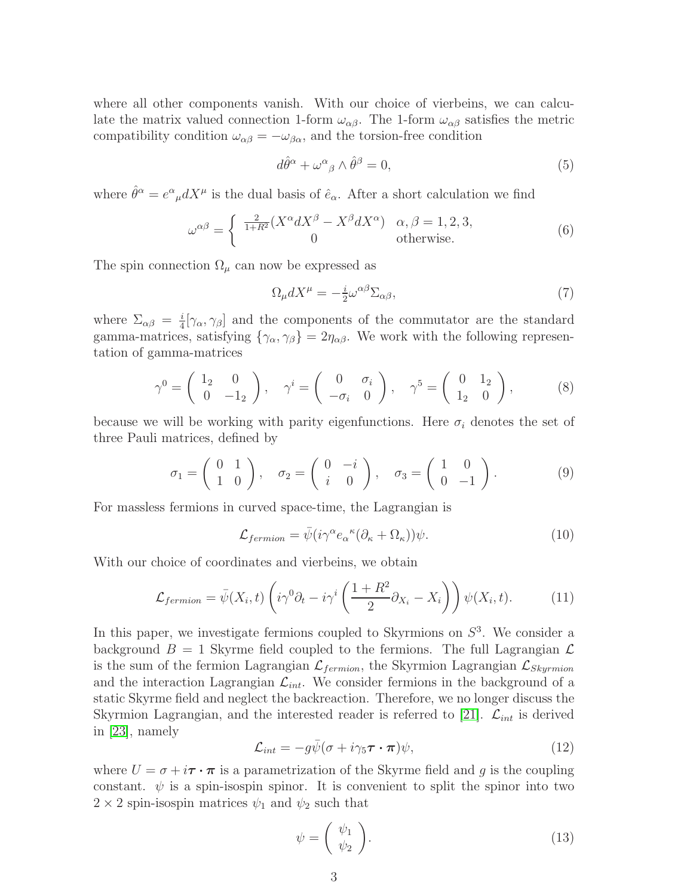where all other components vanish. With our choice of vierbeins, we can calculate the matrix valued connection 1-form $\omega_{\alpha\beta}$. The 1-form $\omega_{\alpha\beta}$ satisfies the metric compatibility condition $\omega_{\alpha\beta} = -\omega_{\beta\alpha}$, and the torsion-free condition

$$d\hat{\theta}^\alpha + \omega^\alpha{}_\beta \wedge \hat{\theta}^\beta = 0, \tag{5}$$

where $\hat{\theta}^\alpha = e^\alpha{}_\mu dX^\mu$ is the dual basis of $\hat{e}_\alpha$. After a short calculation we find

$$\omega^{\alpha\beta} = \begin{cases} \frac{2}{1+R^2}(X^\alpha dX^\beta - X^\beta dX^\alpha) & \alpha, \beta = 1, 2, 3, \\ 0 & \text{otherwise.} \end{cases} \tag{6}$$

The spin connection $\Omega_\mu$ can now be expressed as

$$\Omega_\mu dX^\mu = -\tfrac{i}{2}\omega^{\alpha\beta}\Sigma_{\alpha\beta}, \tag{7}$$

where $\Sigma_{\alpha\beta} = \frac{i}{4}[\gamma_\alpha, \gamma_\beta]$ and the components of the commutator are the standard gamma-matrices, satisfying $\{\gamma_\alpha, \gamma_\beta\} = 2\eta_{\alpha\beta}$. We work with the following representation of gamma-matrices

$$\gamma^0 = \begin{pmatrix} 1_2 & 0 \\ 0 & -1_2 \end{pmatrix}, \quad \gamma^i = \begin{pmatrix} 0 & \sigma_i \\ -\sigma_i & 0 \end{pmatrix}, \quad \gamma^5 = \begin{pmatrix} 0 & 1_2 \\ 1_2 & 0 \end{pmatrix}, \tag{8}$$

because we will be working with parity eigenfunctions. Here $\sigma_i$ denotes the set of three Pauli matrices, defined by

$$\sigma_1 = \begin{pmatrix} 0 & 1 \\ 1 & 0 \end{pmatrix}, \quad \sigma_2 = \begin{pmatrix} 0 & -i \\ i & 0 \end{pmatrix}, \quad \sigma_3 = \begin{pmatrix} 1 & 0 \\ 0 & -1 \end{pmatrix}. \tag{9}$$

For massless fermions in curved space-time, the Lagrangian is

$$\mathcal{L}_{fermion} = \bar{\psi}(i\gamma^\alpha e_\alpha{}^\kappa(\partial_\kappa + \Omega_\kappa))\psi. \tag{10}$$

With our choice of coordinates and vierbeins, we obtain

$$\mathcal{L}_{fermion} = \bar{\psi}(X_i, t)\left(i\gamma^0\partial_t - i\gamma^i\left(\frac{1+R^2}{2}\partial_{X_i} - X_i\right)\right)\psi(X_i, t). \tag{11}$$

In this paper, we investigate fermions coupled to Skyrmions on $S^3$. We consider a background $B = 1$ Skyrme field coupled to the fermions. The full Lagrangian $\mathcal{L}$ is the sum of the fermion Lagrangian $\mathcal{L}_{fermion}$, the Skyrmion Lagrangian $\mathcal{L}_{Skyrmion}$ and the interaction Lagrangian $\mathcal{L}_{int}$. We consider fermions in the background of a static Skyrme field and neglect the backreaction. Therefore, we no longer discuss the Skyrmion Lagrangian, and the interested reader is referred to [21]. $\mathcal{L}_{int}$ is derived in [23], namely

$$\mathcal{L}_{int} = -g\bar{\psi}(\sigma + i\gamma_5\boldsymbol{\tau}\cdot\boldsymbol{\pi})\psi, \tag{12}$$

where $U = \sigma + i\boldsymbol{\tau}\cdot\boldsymbol{\pi}$ is a parametrization of the Skyrme field and $g$ is the coupling constant. $\psi$ is a spin-isospin spinor. It is convenient to split the spinor into two $2 \times 2$ spin-isospin matrices $\psi_1$ and $\psi_2$ such that

$$\psi = \begin{pmatrix} \psi_1 \\ \psi_2 \end{pmatrix}. \tag{13}$$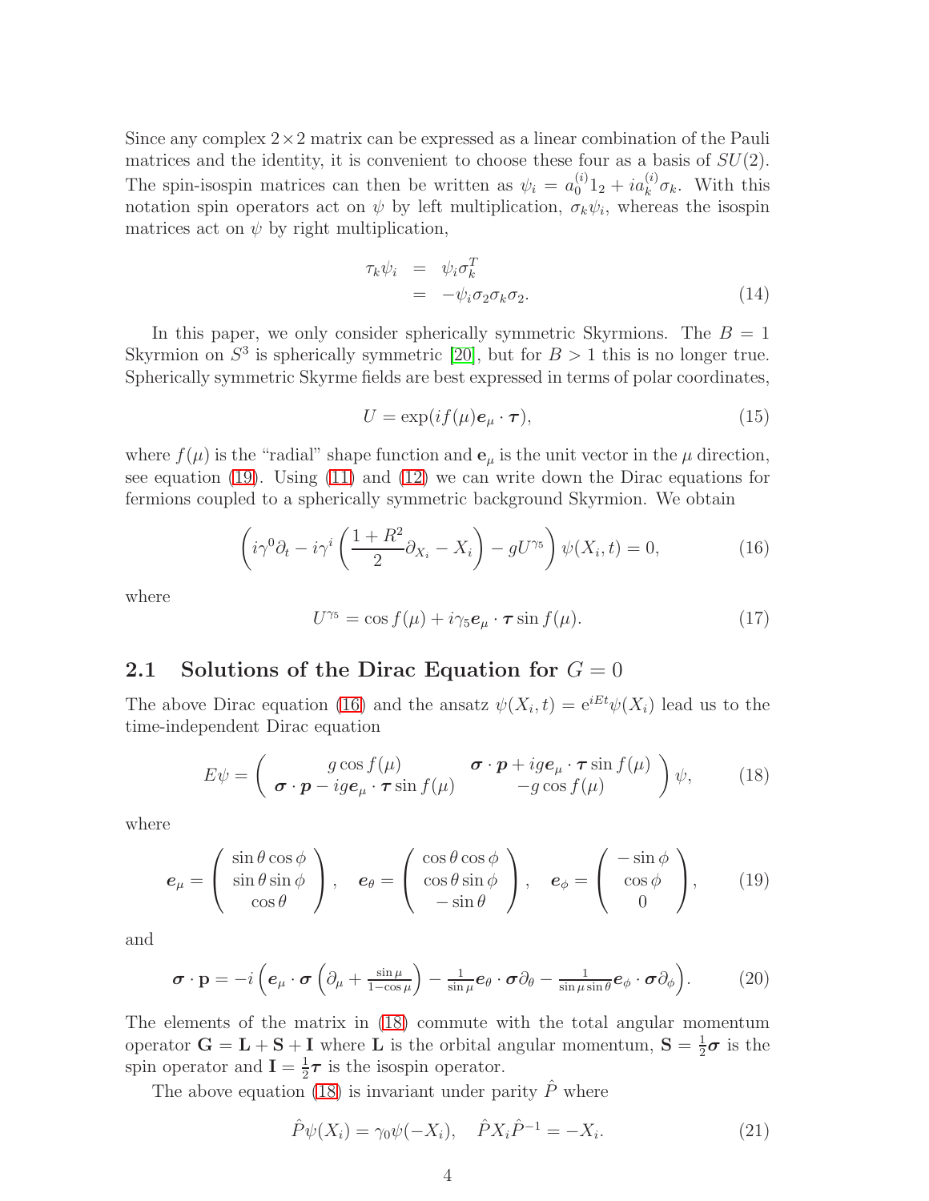Since any complex $2 \times 2$ matrix can be expressed as a linear combination of the Pauli matrices and the identity, it is convenient to choose these four as a basis of $SU(2)$. The spin-isospin matrices can then be written as $\psi_i = a_0^{(i)} 1_2 + i a_k^{(i)} \sigma_k$. With this notation spin operators act on $\psi$ by left multiplication, $\sigma_k \psi_i$, whereas the isospin matrices act on $\psi$ by right multiplication,

$$
\begin{aligned}
\tau_k \psi_i &= \psi_i \sigma_k^T \\
&= -\psi_i \sigma_2 \sigma_k \sigma_2.
\end{aligned} \tag{14}
$$

In this paper, we only consider spherically symmetric Skyrmions. The $B = 1$ Skyrmion on $S^3$ is spherically symmetric [20], but for $B > 1$ this is no longer true. Spherically symmetric Skyrme fields are best expressed in terms of polar coordinates,

$$
U = \exp(i f(\mu) \boldsymbol{e}_\mu \cdot \boldsymbol{\tau}), \tag{15}
$$

where $f(\mu)$ is the "radial" shape function and $\mathbf{e}_\mu$ is the unit vector in the $\mu$ direction, see equation (19). Using (11) and (12) we can write down the Dirac equations for fermions coupled to a spherically symmetric background Skyrmion. We obtain

$$
\left( i\gamma^0 \partial_t - i\gamma^i \left( \frac{1+R^2}{2} \partial_{X_i} - X_i \right) - g U^{\gamma_5} \right) \psi(X_i, t) = 0, \tag{16}
$$

where

$$
U^{\gamma_5} = \cos f(\mu) + i\gamma_5 \boldsymbol{e}_\mu \cdot \boldsymbol{\tau} \sin f(\mu). \tag{17}
$$

## 2.1 Solutions of the Dirac Equation for $G = 0$

The above Dirac equation (16) and the ansatz $\psi(X_i, t) = \mathrm{e}^{iEt} \psi(X_i)$ lead us to the time-independent Dirac equation

$$
E\psi = \begin{pmatrix} g \cos f(\mu) & \boldsymbol{\sigma} \cdot \boldsymbol{p} + i g \boldsymbol{e}_\mu \cdot \boldsymbol{\tau} \sin f(\mu) \\ \boldsymbol{\sigma} \cdot \boldsymbol{p} - i g \boldsymbol{e}_\mu \cdot \boldsymbol{\tau} \sin f(\mu) & -g \cos f(\mu) \end{pmatrix} \psi, \tag{18}
$$

where

$$
\boldsymbol{e}_\mu = \begin{pmatrix} \sin\theta \cos\phi \\ \sin\theta \sin\phi \\ \cos\theta \end{pmatrix}, \quad \boldsymbol{e}_\theta = \begin{pmatrix} \cos\theta \cos\phi \\ \cos\theta \sin\phi \\ -\sin\theta \end{pmatrix}, \quad \boldsymbol{e}_\phi = \begin{pmatrix} -\sin\phi \\ \cos\phi \\ 0 \end{pmatrix}, \tag{19}
$$

and

$$
\boldsymbol{\sigma} \cdot \mathbf{p} = -i \left( \boldsymbol{e}_\mu \cdot \boldsymbol{\sigma} \left( \partial_\mu + \tfrac{\sin\mu}{1-\cos\mu} \right) - \tfrac{1}{\sin\mu} \boldsymbol{e}_\theta \cdot \boldsymbol{\sigma} \partial_\theta - \tfrac{1}{\sin\mu \sin\theta} \boldsymbol{e}_\phi \cdot \boldsymbol{\sigma} \partial_\phi \right). \tag{20}
$$

The elements of the matrix in (18) commute with the total angular momentum operator $\mathbf{G} = \mathbf{L} + \mathbf{S} + \mathbf{I}$ where $\mathbf{L}$ is the orbital angular momentum, $\mathbf{S} = \frac{1}{2}\boldsymbol{\sigma}$ is the spin operator and $\mathbf{I} = \frac{1}{2}\boldsymbol{\tau}$ is the isospin operator.

The above equation (18) is invariant under parity $\hat{P}$ where

$$
\hat{P}\psi(X_i) = \gamma_0 \psi(-X_i), \quad \hat{P} X_i \hat{P}^{-1} = -X_i. \tag{21}
$$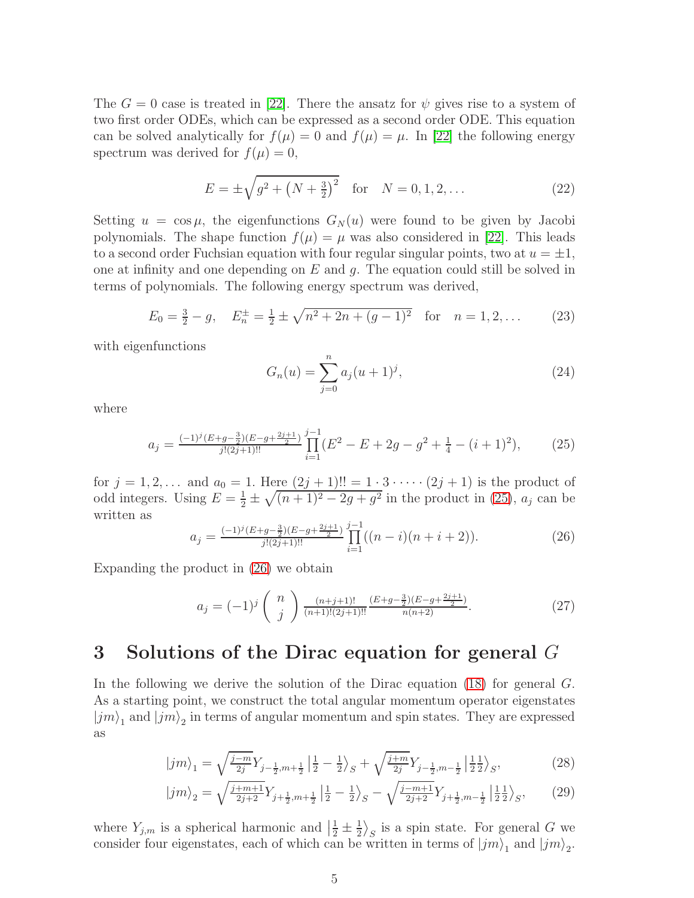The $G = 0$ case is treated in [22]. There the ansatz for $\psi$ gives rise to a system of two first order ODEs, which can be expressed as a second order ODE. This equation can be solved analytically for $f(\mu) = 0$ and $f(\mu) = \mu$. In [22] the following energy spectrum was derived for $f(\mu) = 0$,

$$E = \pm\sqrt{g^2 + \left(N + \tfrac{3}{2}\right)^2} \quad \text{for} \quad N = 0, 1, 2, \dots \tag{22}$$

Setting $u = \cos\mu$, the eigenfunctions $G_N(u)$ were found to be given by Jacobi polynomials. The shape function $f(\mu) = \mu$ was also considered in [22]. This leads to a second order Fuchsian equation with four regular singular points, two at $u = \pm 1$, one at infinity and one depending on $E$ and $g$. The equation could still be solved in terms of polynomials. The following energy spectrum was derived,

$$E_0 = \tfrac{3}{2} - g, \quad E_n^{\pm} = \tfrac{1}{2} \pm \sqrt{n^2 + 2n + (g-1)^2} \quad \text{for} \quad n = 1, 2, \dots \tag{23}$$

with eigenfunctions

$$G_n(u) = \sum_{j=0}^{n} a_j (u+1)^j, \tag{24}$$

where

$$a_j = \tfrac{(-1)^j (E+g-\frac{3}{2})(E-g+\frac{2j+1}{2})}{j!(2j+1)!!} \prod_{i=1}^{j-1} (E^2 - E + 2g - g^2 + \tfrac{1}{4} - (i+1)^2), \tag{25}$$

for $j = 1, 2, \dots$ and $a_0 = 1$. Here $(2j+1)!! = 1 \cdot 3 \cdot \dots \cdot (2j+1)$ is the product of odd integers. Using $E = \frac{1}{2} \pm \sqrt{(n+1)^2 - 2g + g^2}$ in the product in (25), $a_j$ can be written as

$$a_j = \tfrac{(-1)^j (E+g-\frac{3}{2})(E-g+\frac{2j+1}{2})}{j!(2j+1)!!} \prod_{i=1}^{j-1} ((n-i)(n+i+2)). \tag{26}$$

Expanding the product in (26) we obtain

$$a_j = (-1)^j \binom{n}{j} \tfrac{(n+j+1)!}{(n+1)!(2j+1)!!} \tfrac{(E+g-\frac{3}{2})(E-g+\frac{2j+1}{2})}{n(n+2)}. \tag{27}$$

## 3 Solutions of the Dirac equation for general $G$

In the following we derive the solution of the Dirac equation (18) for general $G$. As a starting point, we construct the total angular momentum operator eigenstates $|jm\rangle_1$ and $|jm\rangle_2$ in terms of angular momentum and spin states. They are expressed as

$$|jm\rangle_1 = \sqrt{\tfrac{j-m}{2j}} Y_{j-\frac{1}{2}, m+\frac{1}{2}} \left|\tfrac{1}{2} - \tfrac{1}{2}\right\rangle_S + \sqrt{\tfrac{j+m}{2j}} Y_{j-\frac{1}{2}, m-\frac{1}{2}} \left|\tfrac{1}{2}\tfrac{1}{2}\right\rangle_S, \tag{28}$$

$$|jm\rangle_2 = \sqrt{\tfrac{j+m+1}{2j+2}} Y_{j+\frac{1}{2}, m+\frac{1}{2}} \left|\tfrac{1}{2} - \tfrac{1}{2}\right\rangle_S - \sqrt{\tfrac{j-m+1}{2j+2}} Y_{j+\frac{1}{2}, m-\frac{1}{2}} \left|\tfrac{1}{2}\tfrac{1}{2}\right\rangle_S, \tag{29}$$

where $Y_{j,m}$ is a spherical harmonic and $\left|\frac{1}{2} \pm \frac{1}{2}\right\rangle_S$ is a spin state. For general $G$ we consider four eigenstates, each of which can be written in terms of $|jm\rangle_1$ and $|jm\rangle_2$.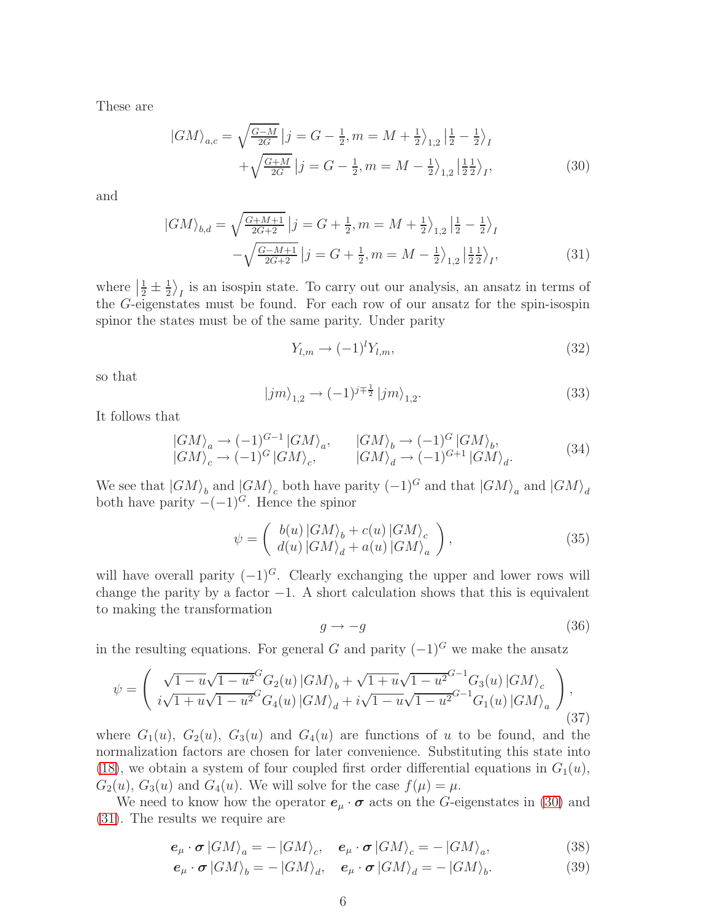These are

$$
\begin{aligned}
|GM\rangle_{a,c} = & \sqrt{\tfrac{G-M}{2G}}\,\big|j=G-\tfrac{1}{2}, m=M+\tfrac{1}{2}\big\rangle_{1,2}\big|\tfrac{1}{2}-\tfrac{1}{2}\big\rangle_I \\
& +\sqrt{\tfrac{G+M}{2G}}\,\big|j=G-\tfrac{1}{2}, m=M-\tfrac{1}{2}\big\rangle_{1,2}\big|\tfrac{1}{2}\tfrac{1}{2}\big\rangle_I,
\end{aligned} \tag{30}
$$

and

$$
\begin{aligned}
|GM\rangle_{b,d} = & \sqrt{\tfrac{G+M+1}{2G+2}}\,\big|j=G+\tfrac{1}{2}, m=M+\tfrac{1}{2}\big\rangle_{1,2}\big|\tfrac{1}{2}-\tfrac{1}{2}\big\rangle_I \\
& -\sqrt{\tfrac{G-M+1}{2G+2}}\,\big|j=G+\tfrac{1}{2}, m=M-\tfrac{1}{2}\big\rangle_{1,2}\big|\tfrac{1}{2}\tfrac{1}{2}\big\rangle_I,
\end{aligned} \tag{31}
$$

where $\big|\tfrac{1}{2}\pm\tfrac{1}{2}\big\rangle_I$ is an isospin state. To carry out our analysis, an ansatz in terms of the $G$-eigenstates must be found. For each row of our ansatz for the spin-isospin spinor the states must be of the same parity. Under parity

$$
Y_{l,m} \rightarrow (-1)^l Y_{l,m}, \tag{32}
$$

so that

$$
|jm\rangle_{1,2} \rightarrow (-1)^{j\mp\frac{1}{2}}|jm\rangle_{1,2}. \tag{33}
$$

It follows that

$$
\begin{aligned}
|GM\rangle_a &\rightarrow (-1)^{G-1}|GM\rangle_a, \qquad |GM\rangle_b \rightarrow (-1)^{G}|GM\rangle_b, \\
|GM\rangle_c &\rightarrow (-1)^{G}|GM\rangle_c, \qquad\quad\; |GM\rangle_d \rightarrow (-1)^{G+1}|GM\rangle_d.
\end{aligned} \tag{34}
$$

We see that $|GM\rangle_b$ and $|GM\rangle_c$ both have parity $(-1)^G$ and that $|GM\rangle_a$ and $|GM\rangle_d$ both have parity $-(-1)^G$. Hence the spinor

$$
\psi = \begin{pmatrix} b(u)\,|GM\rangle_b + c(u)\,|GM\rangle_c \\ d(u)\,|GM\rangle_d + a(u)\,|GM\rangle_a \end{pmatrix}, \tag{35}
$$

will have overall parity $(-1)^G$. Clearly exchanging the upper and lower rows will change the parity by a factor $-1$. A short calculation shows that this is equivalent to making the transformation

$$
g \rightarrow -g \tag{36}
$$

in the resulting equations. For general $G$ and parity $(-1)^G$ we make the ansatz

$$
\psi = \begin{pmatrix} \sqrt{1-u}\sqrt{1-u^2}^{\,G}G_2(u)\,|GM\rangle_b + \sqrt{1+u}\sqrt{1-u^2}^{\,G-1}G_3(u)\,|GM\rangle_c \\ i\sqrt{1+u}\sqrt{1-u^2}^{\,G}G_4(u)\,|GM\rangle_d + i\sqrt{1-u}\sqrt{1-u^2}^{\,G-1}G_1(u)\,|GM\rangle_a \end{pmatrix}, \tag{37}
$$

where $G_1(u)$, $G_2(u)$, $G_3(u)$ and $G_4(u)$ are functions of $u$ to be found, and the normalization factors are chosen for later convenience. Substituting this state into (18), we obtain a system of four coupled first order differential equations in $G_1(u)$, $G_2(u)$, $G_3(u)$ and $G_4(u)$. We will solve for the case $f(\mu) = \mu$.

We need to know how the operator $\boldsymbol{e}_\mu\cdot\boldsymbol{\sigma}$ acts on the $G$-eigenstates in (30) and (31). The results we require are

$$
\boldsymbol{e}_\mu\cdot\boldsymbol{\sigma}\,|GM\rangle_a = -\,|GM\rangle_c, \quad \boldsymbol{e}_\mu\cdot\boldsymbol{\sigma}\,|GM\rangle_c = -\,|GM\rangle_a, \tag{38}
$$

$$
\boldsymbol{e}_\mu\cdot\boldsymbol{\sigma}\,|GM\rangle_b = -\,|GM\rangle_d, \quad \boldsymbol{e}_\mu\cdot\boldsymbol{\sigma}\,|GM\rangle_d = -\,|GM\rangle_b. \tag{39}
$$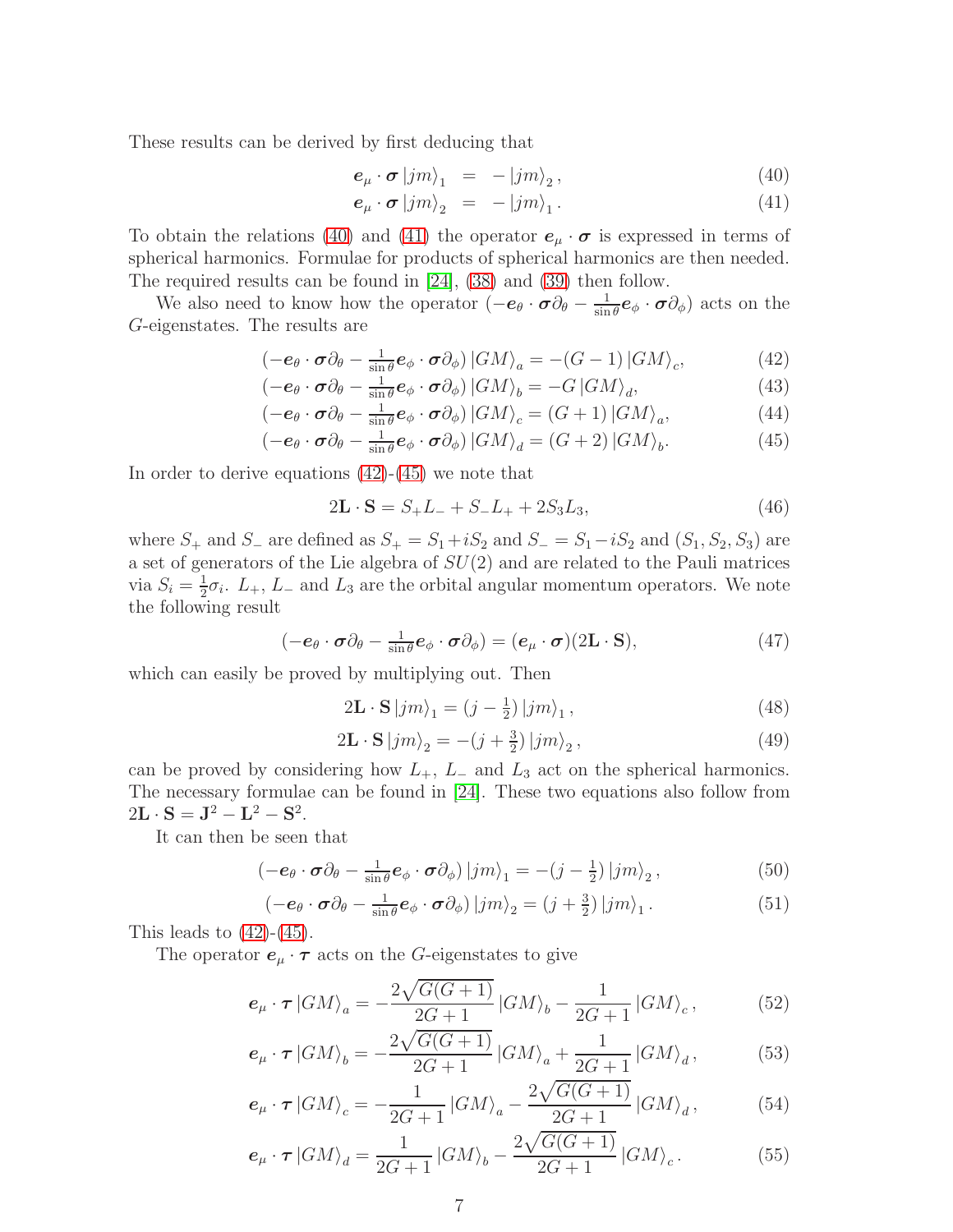These results can be derived by first deducing that

$$
\boldsymbol{e}_\mu \cdot \boldsymbol{\sigma} \left|jm\right\rangle_1 \;=\; -\left|jm\right\rangle_2 , \tag{40}
$$

$$
\boldsymbol{e}_\mu \cdot \boldsymbol{\sigma} \left|jm\right\rangle_2 \;=\; -\left|jm\right\rangle_1 . \tag{41}
$$

To obtain the relations (40) and (41) the operator $\boldsymbol{e}_\mu \cdot \boldsymbol{\sigma}$ is expressed in terms of spherical harmonics. Formulae for products of spherical harmonics are then needed. The required results can be found in [24], (38) and (39) then follow.

We also need to know how the operator $(-\boldsymbol{e}_\theta \cdot \boldsymbol{\sigma}\partial_\theta - \frac{1}{\sin\theta}\boldsymbol{e}_\phi \cdot \boldsymbol{\sigma}\partial_\phi)$ acts on the $G$-eigenstates. The results are

$$
(-\boldsymbol{e}_\theta \cdot \boldsymbol{\sigma}\partial_\theta - \tfrac{1}{\sin\theta}\boldsymbol{e}_\phi \cdot \boldsymbol{\sigma}\partial_\phi)\left|GM\right\rangle_a = -(G-1)\left|GM\right\rangle_c, \tag{42}
$$

$$
(-\boldsymbol{e}_\theta \cdot \boldsymbol{\sigma}\partial_\theta - \tfrac{1}{\sin\theta}\boldsymbol{e}_\phi \cdot \boldsymbol{\sigma}\partial_\phi)\left|GM\right\rangle_b = -G\left|GM\right\rangle_d, \tag{43}
$$

$$
(-\boldsymbol{e}_\theta \cdot \boldsymbol{\sigma}\partial_\theta - \tfrac{1}{\sin\theta}\boldsymbol{e}_\phi \cdot \boldsymbol{\sigma}\partial_\phi)\left|GM\right\rangle_c = (G+1)\left|GM\right\rangle_a, \tag{44}
$$

$$
(-\boldsymbol{e}_\theta \cdot \boldsymbol{\sigma}\partial_\theta - \tfrac{1}{\sin\theta}\boldsymbol{e}_\phi \cdot \boldsymbol{\sigma}\partial_\phi)\left|GM\right\rangle_d = (G+2)\left|GM\right\rangle_b. \tag{45}
$$

In order to derive equations (42)-(45) we note that

$$
2\mathbf{L}\cdot\mathbf{S} = S_+L_- + S_-L_+ + 2S_3L_3, \tag{46}
$$

where $S_+$ and $S_-$ are defined as $S_+ = S_1 + iS_2$ and $S_- = S_1 - iS_2$ and $(S_1, S_2, S_3)$ are a set of generators of the Lie algebra of $SU(2)$ and are related to the Pauli matrices via $S_i = \frac{1}{2}\sigma_i$. $L_+$, $L_-$ and $L_3$ are the orbital angular momentum operators. We note the following result

$$
(-\boldsymbol{e}_\theta \cdot \boldsymbol{\sigma}\partial_\theta - \tfrac{1}{\sin\theta}\boldsymbol{e}_\phi \cdot \boldsymbol{\sigma}\partial_\phi) = (\boldsymbol{e}_\mu \cdot \boldsymbol{\sigma})(2\mathbf{L}\cdot\mathbf{S}), \tag{47}
$$

which can easily be proved by multiplying out. Then

$$
2\mathbf{L}\cdot\mathbf{S}\left|jm\right\rangle_1 = (j-\tfrac{1}{2})\left|jm\right\rangle_1 , \tag{48}
$$

$$
2\mathbf{L}\cdot\mathbf{S}\left|jm\right\rangle_2 = -(j+\tfrac{3}{2})\left|jm\right\rangle_2 , \tag{49}
$$

can be proved by considering how $L_+$, $L_-$ and $L_3$ act on the spherical harmonics. The necessary formulae can be found in [24]. These two equations also follow from $2\mathbf{L}\cdot\mathbf{S} = \mathbf{J}^2 - \mathbf{L}^2 - \mathbf{S}^2$.

It can then be seen that

$$
(-\boldsymbol{e}_\theta \cdot \boldsymbol{\sigma}\partial_\theta - \tfrac{1}{\sin\theta}\boldsymbol{e}_\phi \cdot \boldsymbol{\sigma}\partial_\phi)\left|jm\right\rangle_1 = -(j-\tfrac{1}{2})\left|jm\right\rangle_2 , \tag{50}
$$

$$
(-\boldsymbol{e}_\theta \cdot \boldsymbol{\sigma}\partial_\theta - \tfrac{1}{\sin\theta}\boldsymbol{e}_\phi \cdot \boldsymbol{\sigma}\partial_\phi)\left|jm\right\rangle_2 = (j+\tfrac{3}{2})\left|jm\right\rangle_1 . \tag{51}
$$

This leads to (42)-(45).

The operator $\boldsymbol{e}_\mu \cdot \boldsymbol{\tau}$ acts on the $G$-eigenstates to give

$$
\boldsymbol{e}_\mu \cdot \boldsymbol{\tau}\left|GM\right\rangle_a = -\frac{2\sqrt{G(G+1)}}{2G+1}\left|GM\right\rangle_b - \frac{1}{2G+1}\left|GM\right\rangle_c , \tag{52}
$$

$$
\boldsymbol{e}_\mu \cdot \boldsymbol{\tau}\left|GM\right\rangle_b = -\frac{2\sqrt{G(G+1)}}{2G+1}\left|GM\right\rangle_a + \frac{1}{2G+1}\left|GM\right\rangle_d , \tag{53}
$$

$$
\boldsymbol{e}_\mu \cdot \boldsymbol{\tau}\left|GM\right\rangle_c = -\frac{1}{2G+1}\left|GM\right\rangle_a - \frac{2\sqrt{G(G+1)}}{2G+1}\left|GM\right\rangle_d , \tag{54}
$$

$$
\boldsymbol{e}_\mu \cdot \boldsymbol{\tau}\left|GM\right\rangle_d = \frac{1}{2G+1}\left|GM\right\rangle_b - \frac{2\sqrt{G(G+1)}}{2G+1}\left|GM\right\rangle_c . \tag{55}
$$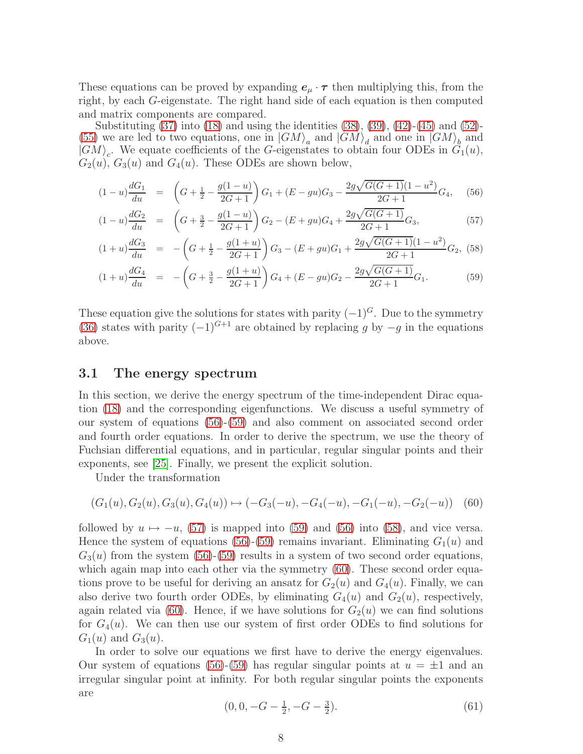These equations can be proved by expanding $\boldsymbol{e}_\mu \cdot \boldsymbol{\tau}$ then multiplying this, from the right, by each $G$-eigenstate. The right hand side of each equation is then computed and matrix components are compared.

Substituting (37) into (18) and using the identities (38), (39), (42)-(45) and (52)-(55) we are led to two equations, one in $|GM\rangle_a$ and $|GM\rangle_d$ and one in $|GM\rangle_b$ and $|GM\rangle_c$. We equate coefficients of the $G$-eigenstates to obtain four ODEs in $G_1(u)$, $G_2(u)$, $G_3(u)$ and $G_4(u)$. These ODEs are shown below,

$$
(1-u)\frac{dG_1}{du} = \left(G + \tfrac{1}{2} - \frac{g(1-u)}{2G+1}\right) G_1 + (E - gu)G_3 - \frac{2g\sqrt{G(G+1)}(1-u^2)}{2G+1}G_4, \quad (56)
$$

$$
(1-u)\frac{dG_2}{du} = \left(G + \tfrac{3}{2} - \frac{g(1-u)}{2G+1}\right) G_2 - (E + gu)G_4 + \frac{2g\sqrt{G(G+1)}}{2G+1}G_3, \quad (57)
$$

$$
(1+u)\frac{dG_3}{du} = -\left(G + \tfrac{1}{2} - \frac{g(1+u)}{2G+1}\right) G_3 - (E + gu)G_1 + \frac{2g\sqrt{G(G+1)}(1-u^2)}{2G+1}G_2, \quad (58)
$$

$$
(1+u)\frac{dG_4}{du} = -\left(G + \tfrac{3}{2} - \frac{g(1+u)}{2G+1}\right) G_4 + (E - gu)G_2 - \frac{2g\sqrt{G(G+1)}}{2G+1}G_1. \quad (59)
$$

These equation give the solutions for states with parity $(-1)^G$. Due to the symmetry (36) states with parity $(-1)^{G+1}$ are obtained by replacing $g$ by $-g$ in the equations above.

### 3.1 The energy spectrum

In this section, we derive the energy spectrum of the time-independent Dirac equation (18) and the corresponding eigenfunctions. We discuss a useful symmetry of our system of equations (56)-(59) and also comment on associated second order and fourth order equations. In order to derive the spectrum, we use the theory of Fuchsian differential equations, and in particular, regular singular points and their exponents, see [25]. Finally, we present the explicit solution.

Under the transformation

$$
(G_1(u), G_2(u), G_3(u), G_4(u)) \mapsto (-G_3(-u), -G_4(-u), -G_1(-u), -G_2(-u)) \quad (60)
$$

followed by $u \mapsto -u$, (57) is mapped into (59) and (56) into (58), and vice versa. Hence the system of equations (56)-(59) remains invariant. Eliminating $G_1(u)$ and $G_3(u)$ from the system (56)-(59) results in a system of two second order equations, which again map into each other via the symmetry (60). These second order equations prove to be useful for deriving an ansatz for $G_2(u)$ and $G_4(u)$. Finally, we can also derive two fourth order ODEs, by eliminating $G_4(u)$ and $G_2(u)$, respectively, again related via (60). Hence, if we have solutions for $G_2(u)$ we can find solutions for $G_4(u)$. We can then use our system of first order ODEs to find solutions for $G_1(u)$ and $G_3(u)$.

In order to solve our equations we first have to derive the energy eigenvalues. Our system of equations (56)-(59) has regular singular points at $u = \pm 1$ and an irregular singular point at infinity. For both regular singular points the exponents are

$$
(0, 0, -G - \tfrac{1}{2}, -G - \tfrac{3}{2}). \quad (61)
$$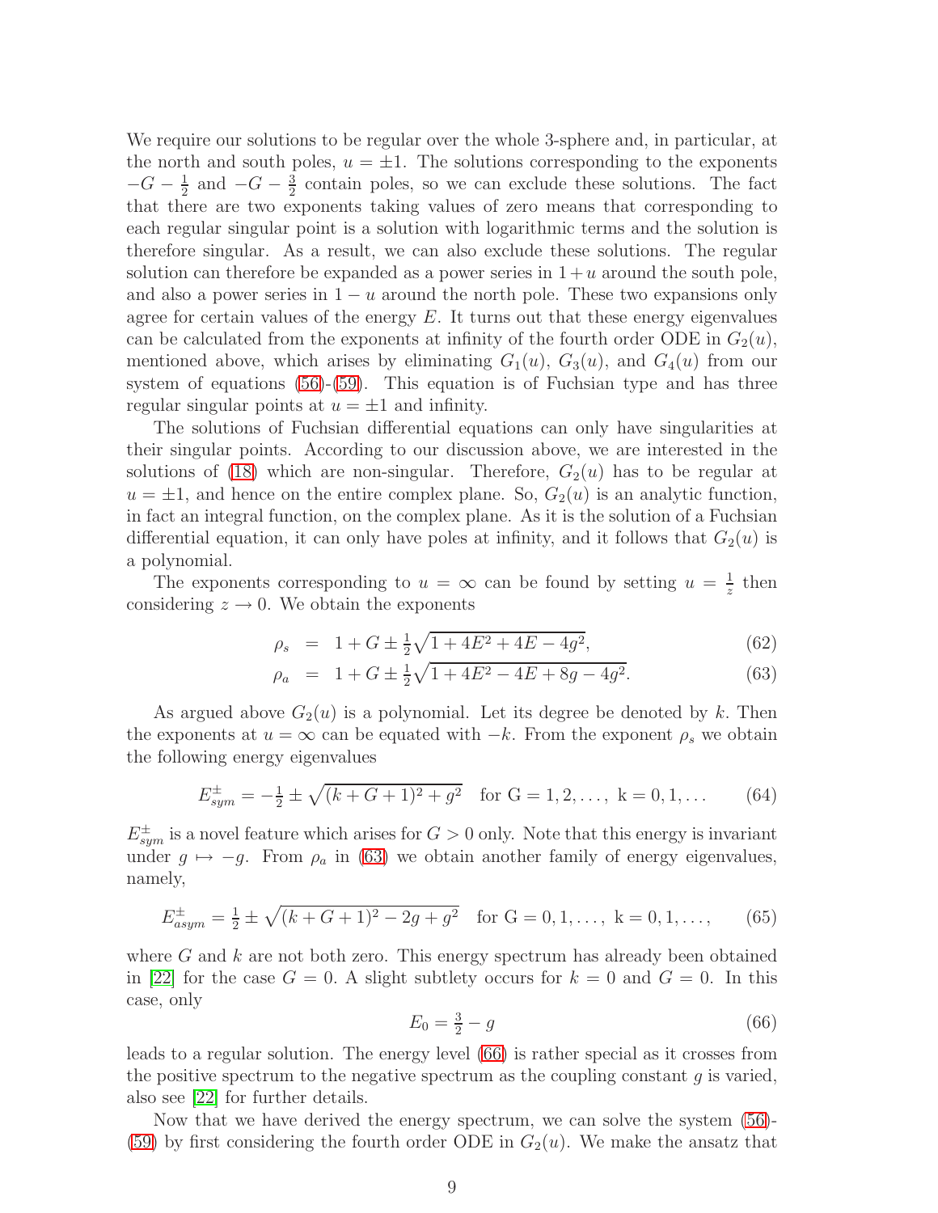We require our solutions to be regular over the whole 3-sphere and, in particular, at the north and south poles, $u = \pm 1$. The solutions corresponding to the exponents $-G - \frac{1}{2}$ and $-G - \frac{3}{2}$ contain poles, so we can exclude these solutions. The fact that there are two exponents taking values of zero means that corresponding to each regular singular point is a solution with logarithmic terms and the solution is therefore singular. As a result, we can also exclude these solutions. The regular solution can therefore be expanded as a power series in $1+u$ around the south pole, and also a power series in $1-u$ around the north pole. These two expansions only agree for certain values of the energy $E$. It turns out that these energy eigenvalues can be calculated from the exponents at infinity of the fourth order ODE in $G_2(u)$, mentioned above, which arises by eliminating $G_1(u)$, $G_3(u)$, and $G_4(u)$ from our system of equations (56)-(59). This equation is of Fuchsian type and has three regular singular points at $u = \pm 1$ and infinity.

The solutions of Fuchsian differential equations can only have singularities at their singular points. According to our discussion above, we are interested in the solutions of (18) which are non-singular. Therefore, $G_2(u)$ has to be regular at $u = \pm 1$, and hence on the entire complex plane. So, $G_2(u)$ is an analytic function, in fact an integral function, on the complex plane. As it is the solution of a Fuchsian differential equation, it can only have poles at infinity, and it follows that $G_2(u)$ is a polynomial.

The exponents corresponding to $u = \infty$ can be found by setting $u = \frac{1}{z}$ then considering $z \to 0$. We obtain the exponents

$$\rho_s = 1 + G \pm \tfrac{1}{2}\sqrt{1 + 4E^2 + 4E - 4g^2}, \tag{62}$$

$$\rho_a = 1 + G \pm \tfrac{1}{2}\sqrt{1 + 4E^2 - 4E + 8g - 4g^2}. \tag{63}$$

As argued above $G_2(u)$ is a polynomial. Let its degree be denoted by $k$. Then the exponents at $u = \infty$ can be equated with $-k$. From the exponent $\rho_s$ we obtain the following energy eigenvalues

$$E^{\pm}_{sym} = -\tfrac{1}{2} \pm \sqrt{(k + G + 1)^2 + g^2} \quad \text{for G} = 1, 2, \ldots, \ \text{k} = 0, 1, \ldots \tag{64}$$

$E^{\pm}_{sym}$ is a novel feature which arises for $G > 0$ only. Note that this energy is invariant under $g \mapsto -g$. From $\rho_a$ in (63) we obtain another family of energy eigenvalues, namely,

$$E^{\pm}_{asym} = \tfrac{1}{2} \pm \sqrt{(k + G + 1)^2 - 2g + g^2} \quad \text{for G} = 0, 1, \ldots, \ \text{k} = 0, 1, \ldots, \tag{65}$$

where $G$ and $k$ are not both zero. This energy spectrum has already been obtained in [22] for the case $G = 0$. A slight subtlety occurs for $k = 0$ and $G = 0$. In this case, only

$$E_0 = \tfrac{3}{2} - g \tag{66}$$

leads to a regular solution. The energy level (66) is rather special as it crosses from the positive spectrum to the negative spectrum as the coupling constant $g$ is varied, also see [22] for further details.

Now that we have derived the energy spectrum, we can solve the system (56)-(59) by first considering the fourth order ODE in $G_2(u)$. We make the ansatz that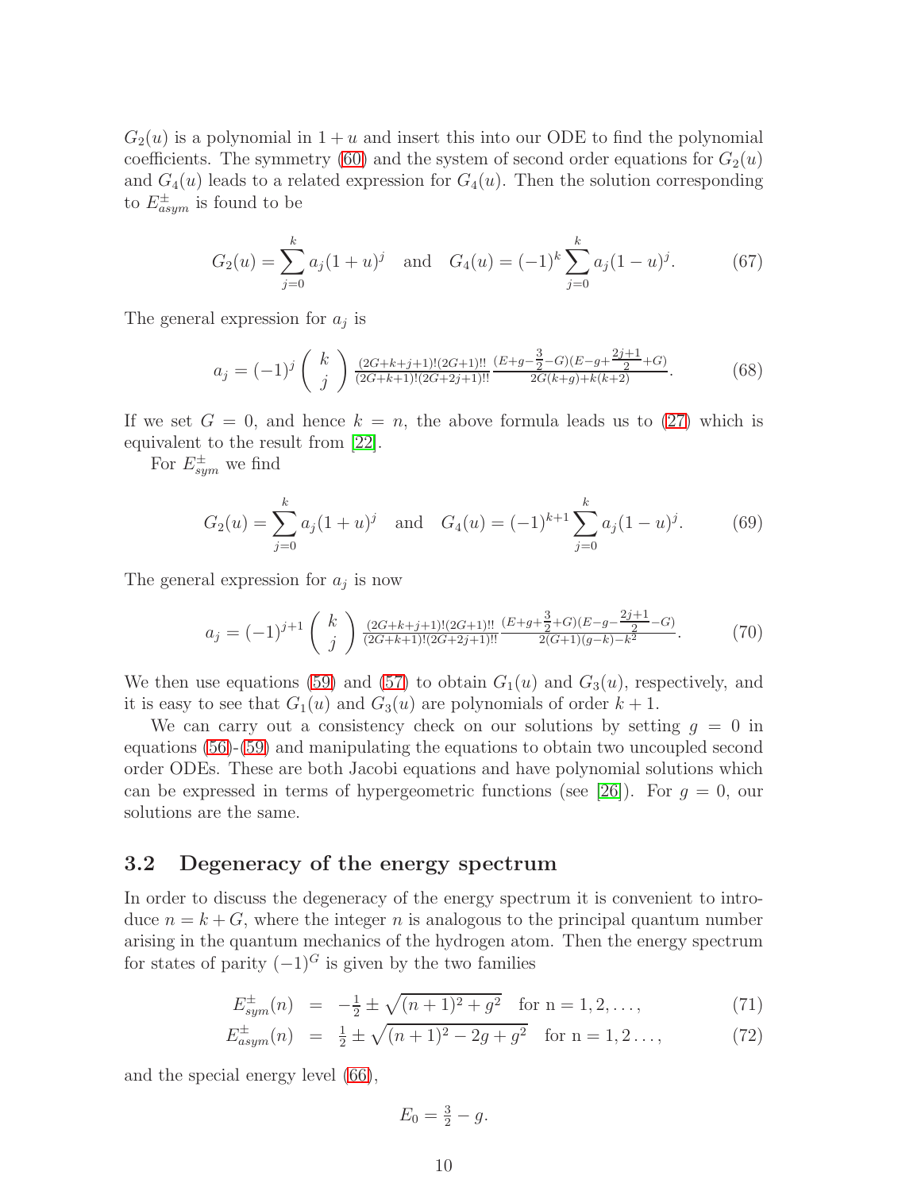$G_2(u)$ is a polynomial in $1+u$ and insert this into our ODE to find the polynomial coefficients. The symmetry (60) and the system of second order equations for $G_2(u)$ and $G_4(u)$ leads to a related expression for $G_4(u)$. Then the solution corresponding to $E^{\pm}_{asym}$ is found to be

$$G_2(u) = \sum_{j=0}^{k} a_j (1+u)^j \quad \text{and} \quad G_4(u) = (-1)^k \sum_{j=0}^{k} a_j (1-u)^j. \tag{67}$$

The general expression for $a_j$ is

$$a_j = (-1)^j \begin{pmatrix} k \\ j \end{pmatrix} \frac{(2G+k+j+1)!(2G+1)!!}{(2G+k+1)!(2G+2j+1)!!} \frac{(E+g-\frac{3}{2}-G)(E-g+\frac{2j+1}{2}+G)}{2G(k+g)+k(k+2)}. \tag{68}$$

If we set $G=0$, and hence $k=n$, the above formula leads us to (27) which is equivalent to the result from [22].

For $E^{\pm}_{sym}$ we find

$$G_2(u) = \sum_{j=0}^{k} a_j (1+u)^j \quad \text{and} \quad G_4(u) = (-1)^{k+1} \sum_{j=0}^{k} a_j (1-u)^j. \tag{69}$$

The general expression for $a_j$ is now

$$a_j = (-1)^{j+1} \begin{pmatrix} k \\ j \end{pmatrix} \frac{(2G+k+j+1)!(2G+1)!!}{(2G+k+1)!(2G+2j+1)!!} \frac{(E+g+\frac{3}{2}+G)(E-g-\frac{2j+1}{2}-G)}{2(G+1)(g-k)-k^2}. \tag{70}$$

We then use equations (59) and (57) to obtain $G_1(u)$ and $G_3(u)$, respectively, and it is easy to see that $G_1(u)$ and $G_3(u)$ are polynomials of order $k+1$.

We can carry out a consistency check on our solutions by setting $g=0$ in equations (56)-(59) and manipulating the equations to obtain two uncoupled second order ODEs. These are both Jacobi equations and have polynomial solutions which can be expressed in terms of hypergeometric functions (see [26]). For $g=0$, our solutions are the same.

## 3.2 Degeneracy of the energy spectrum

In order to discuss the degeneracy of the energy spectrum it is convenient to introduce $n = k+G$, where the integer $n$ is analogous to the principal quantum number arising in the quantum mechanics of the hydrogen atom. Then the energy spectrum for states of parity $(-1)^G$ is given by the two families

$$E^{\pm}_{sym}(n) = -\tfrac{1}{2} \pm \sqrt{(n+1)^2 + g^2} \quad \text{for n} = 1, 2, \ldots, \tag{71}$$

$$E^{\pm}_{asym}(n) = \tfrac{1}{2} \pm \sqrt{(n+1)^2 - 2g + g^2} \quad \text{for n} = 1, 2 \ldots, \tag{72}$$

and the special energy level (66),

$$E_0 = \tfrac{3}{2} - g.$$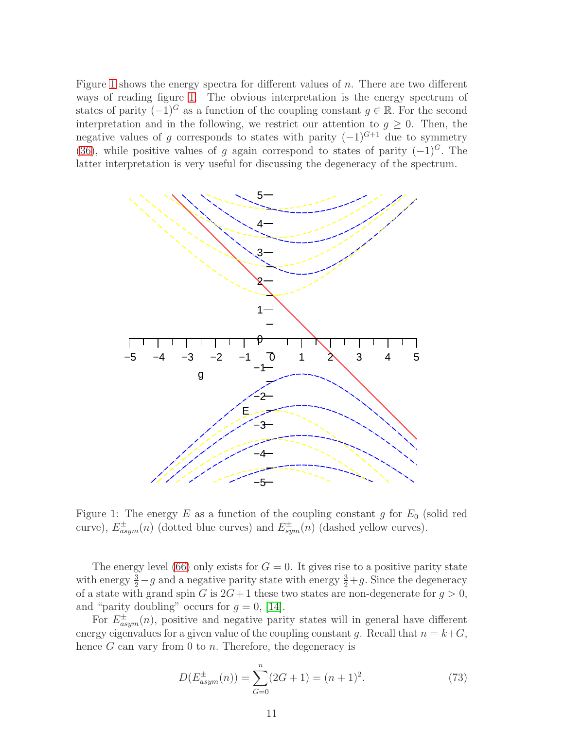Figure 1 shows the energy spectra for different values of $n$. There are two different ways of reading figure 1. The obvious interpretation is the energy spectrum of states of parity $(-1)^G$ as a function of the coupling constant $g \in \mathbb{R}$. For the second interpretation and in the following, we restrict our attention to $g \geq 0$. Then, the negative values of $g$ corresponds to states with parity $(-1)^{G+1}$ due to symmetry (36), while positive values of $g$ again correspond to states of parity $(-1)^G$. The latter interpretation is very useful for discussing the degeneracy of the spectrum.

Figure 1: The energy $E$ as a function of the coupling constant $g$ for $E_0$ (solid red curve), $E^{\pm}_{asym}(n)$ (dotted blue curves) and $E^{\pm}_{sym}(n)$ (dashed yellow curves).

The energy level (66) only exists for $G = 0$. It gives rise to a positive parity state with energy $\frac{3}{2} - g$ and a negative parity state with energy $\frac{3}{2} + g$. Since the degeneracy of a state with grand spin $G$ is $2G+1$ these two states are non-degenerate for $g > 0$, and "parity doubling" occurs for $g = 0$, [14].

For $E^{\pm}_{asym}(n)$, positive and negative parity states will in general have different energy eigenvalues for a given value of the coupling constant $g$. Recall that $n = k+G$, hence $G$ can vary from 0 to $n$. Therefore, the degeneracy is

$$D(E^{\pm}_{asym}(n)) = \sum_{G=0}^{n} (2G+1) = (n+1)^2. \tag{73}$$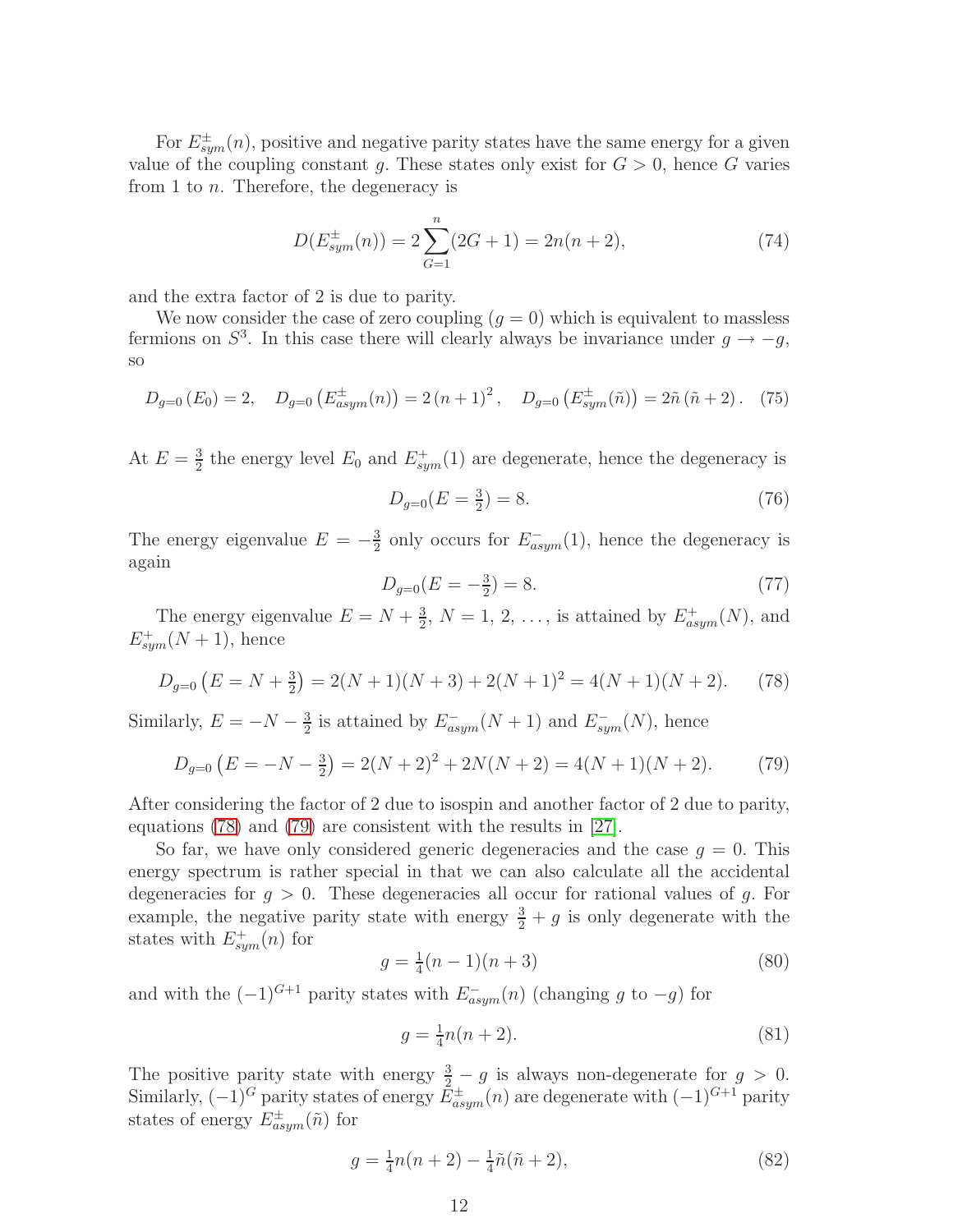For $E^{\pm}_{sym}(n)$, positive and negative parity states have the same energy for a given value of the coupling constant $g$. These states only exist for $G > 0$, hence $G$ varies from 1 to $n$. Therefore, the degeneracy is

$$D(E^{\pm}_{sym}(n)) = 2\sum_{G=1}^{n}(2G+1) = 2n(n+2), \tag{74}$$

and the extra factor of 2 is due to parity.

We now consider the case of zero coupling ($g = 0$) which is equivalent to massless fermions on $S^3$. In this case there will clearly always be invariance under $g \to -g$, so

$$D_{g=0}\left(E_0\right) = 2, \quad D_{g=0}\left(E^{\pm}_{asym}(n)\right) = 2\left(n+1\right)^2, \quad D_{g=0}\left(E^{\pm}_{sym}(\tilde{n})\right) = 2\tilde{n}\left(\tilde{n}+2\right). \tag{75}$$

At $E = \frac{3}{2}$ the energy level $E_0$ and $E^{+}_{sym}(1)$ are degenerate, hence the degeneracy is

$$D_{g=0}(E = \tfrac{3}{2}) = 8. \tag{76}$$

The energy eigenvalue $E = -\frac{3}{2}$ only occurs for $E^{-}_{asym}(1)$, hence the degeneracy is again

$$D_{g=0}(E = -\tfrac{3}{2}) = 8. \tag{77}$$

The energy eigenvalue $E = N + \frac{3}{2}$, $N = 1, 2, \ldots$, is attained by $E^{+}_{asym}(N)$, and $E^{+}_{sym}(N+1)$, hence

$$D_{g=0}\left(E = N + \tfrac{3}{2}\right) = 2(N+1)(N+3) + 2(N+1)^2 = 4(N+1)(N+2). \tag{78}$$

Similarly, $E = -N - \frac{3}{2}$ is attained by $E^{-}_{asym}(N+1)$ and $E^{-}_{sym}(N)$, hence

$$D_{g=0}\left(E = -N - \tfrac{3}{2}\right) = 2(N+2)^2 + 2N(N+2) = 4(N+1)(N+2). \tag{79}$$

After considering the factor of 2 due to isospin and another factor of 2 due to parity, equations (78) and (79) are consistent with the results in [27].

So far, we have only considered generic degeneracies and the case $g = 0$. This energy spectrum is rather special in that we can also calculate all the accidental degeneracies for $g > 0$. These degeneracies all occur for rational values of $g$. For example, the negative parity state with energy $\frac{3}{2} + g$ is only degenerate with the states with $E^{+}_{sym}(n)$ for

$$g = \tfrac{1}{4}(n-1)(n+3) \tag{80}$$

and with the $(-1)^{G+1}$ parity states with $E^{-}_{asym}(n)$ (changing $g$ to $-g$) for

$$g = \tfrac{1}{4}n(n+2). \tag{81}$$

The positive parity state with energy $\frac{3}{2} - g$ is always non-degenerate for $g > 0$. Similarly, $(-1)^G$ parity states of energy $E^{\pm}_{asym}(n)$ are degenerate with $(-1)^{G+1}$ parity states of energy $E^{\pm}_{asym}(\tilde{n})$ for

$$g = \tfrac{1}{4}n(n+2) - \tfrac{1}{4}\tilde{n}(\tilde{n}+2), \tag{82}$$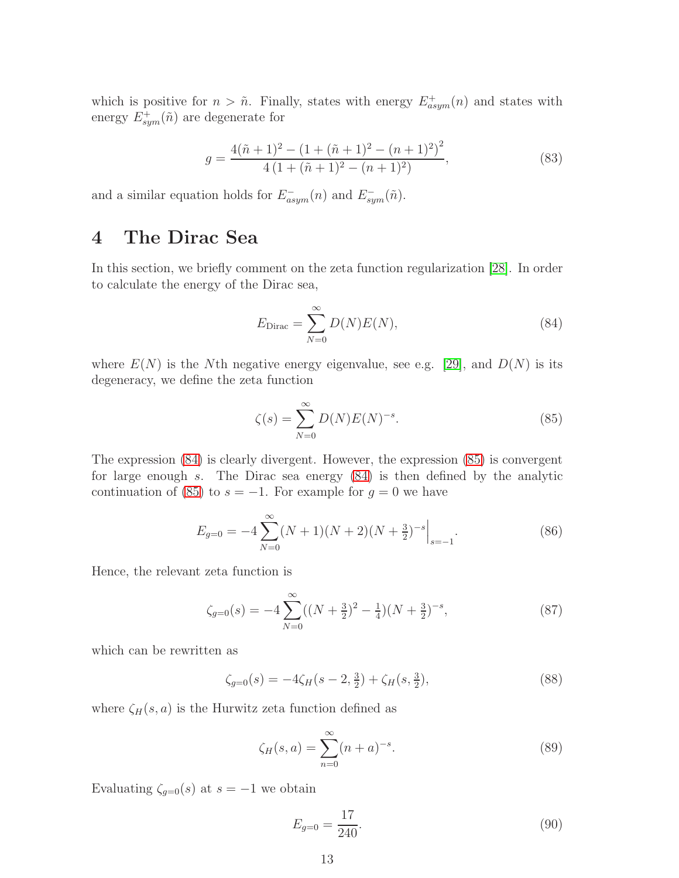which is positive for $n > \tilde{n}$. Finally, states with energy $E^+_{asym}(n)$ and states with energy $E^+_{sym}(\tilde{n})$ are degenerate for

$$g = \frac{4(\tilde{n}+1)^2 - \left(1 + (\tilde{n}+1)^2 - (n+1)^2\right)^2}{4\left(1 + (\tilde{n}+1)^2 - (n+1)^2\right)}, \tag{83}$$

and a similar equation holds for $E^-_{asym}(n)$ and $E^-_{sym}(\tilde{n})$.

# 4 The Dirac Sea

In this section, we briefly comment on the zeta function regularization [28]. In order to calculate the energy of the Dirac sea,

$$E_{\text{Dirac}} = \sum_{N=0}^{\infty} D(N) E(N), \tag{84}$$

where $E(N)$ is the $N$th negative energy eigenvalue, see e.g. [29], and $D(N)$ is its degeneracy, we define the zeta function

$$\zeta(s) = \sum_{N=0}^{\infty} D(N) E(N)^{-s}. \tag{85}$$

The expression (84) is clearly divergent. However, the expression (85) is convergent for large enough $s$. The Dirac sea energy (84) is then defined by the analytic continuation of (85) to $s = -1$. For example for $g = 0$ we have

$$E_{g=0} = -4 \sum_{N=0}^{\infty} (N+1)(N+2)(N+\tfrac{3}{2})^{-s}\Big|_{s=-1}. \tag{86}$$

Hence, the relevant zeta function is

$$\zeta_{g=0}(s) = -4 \sum_{N=0}^{\infty} ((N+\tfrac{3}{2})^2 - \tfrac{1}{4})(N+\tfrac{3}{2})^{-s}, \tag{87}$$

which can be rewritten as

$$\zeta_{g=0}(s) = -4\zeta_H(s-2, \tfrac{3}{2}) + \zeta_H(s, \tfrac{3}{2}), \tag{88}$$

where $\zeta_H(s, a)$ is the Hurwitz zeta function defined as

$$\zeta_H(s, a) = \sum_{n=0}^{\infty} (n+a)^{-s}. \tag{89}$$

Evaluating $\zeta_{g=0}(s)$ at $s = -1$ we obtain

$$E_{g=0} = \frac{17}{240}. \tag{90}$$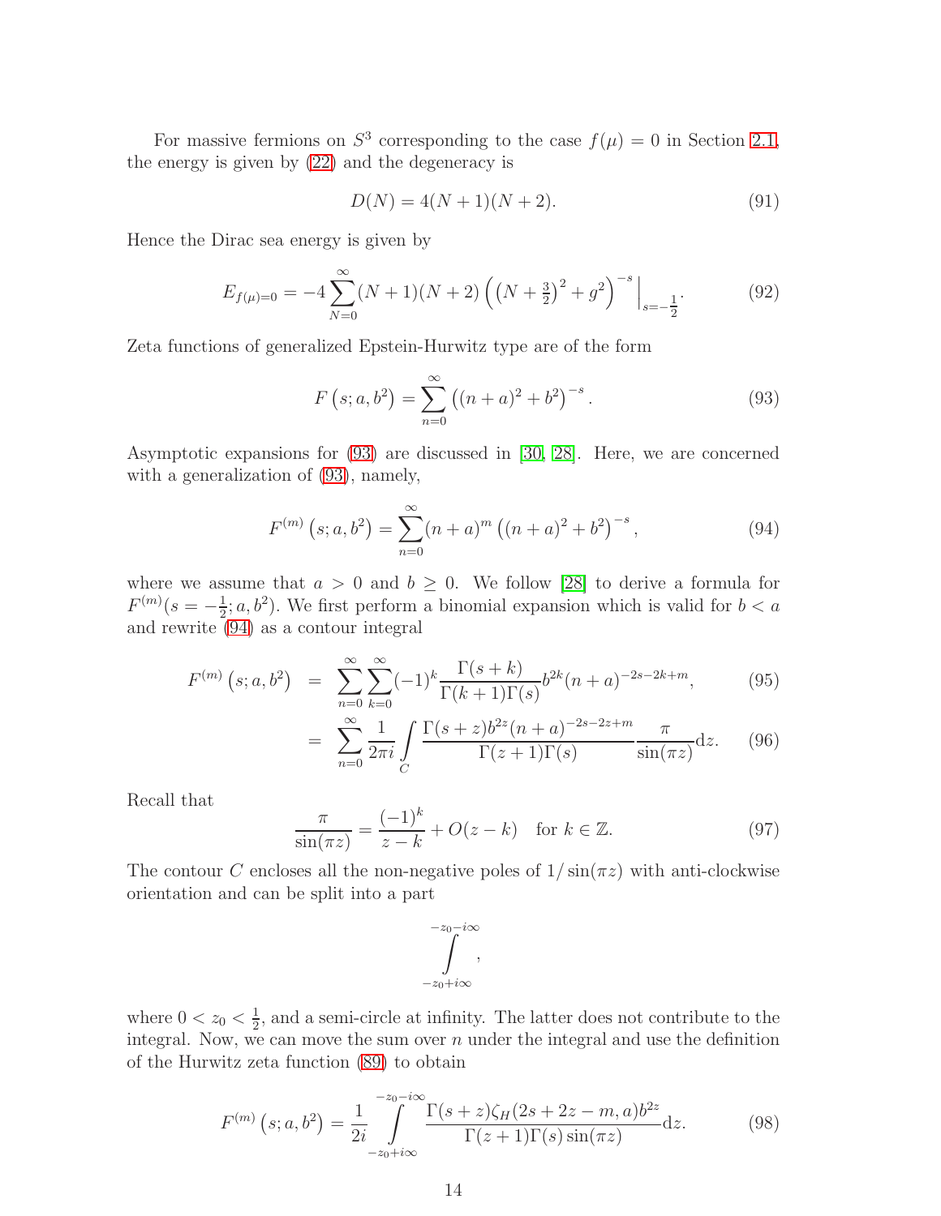For massive fermions on $S^3$ corresponding to the case $f(\mu) = 0$ in Section 2.1, the energy is given by (22) and the degeneracy is

$$D(N) = 4(N+1)(N+2). \tag{91}$$

Hence the Dirac sea energy is given by

$$E_{f(\mu)=0} = -4\sum_{N=0}^{\infty}(N+1)(N+2)\left(\left(N+\tfrac{3}{2}\right)^2 + g^2\right)^{-s}\Big|_{s=-\frac{1}{2}}. \tag{92}$$

Zeta functions of generalized Epstein-Hurwitz type are of the form

$$F\left(s; a, b^2\right) = \sum_{n=0}^{\infty}\left((n+a)^2 + b^2\right)^{-s}. \tag{93}$$

Asymptotic expansions for (93) are discussed in [30, 28]. Here, we are concerned with a generalization of (93), namely,

$$F^{(m)}\left(s; a, b^2\right) = \sum_{n=0}^{\infty}(n+a)^m\left((n+a)^2 + b^2\right)^{-s}, \tag{94}$$

where we assume that $a > 0$ and $b \geq 0$. We follow [28] to derive a formula for $F^{(m)}(s = -\frac{1}{2}; a, b^2)$. We first perform a binomial expansion which is valid for $b < a$ and rewrite (94) as a contour integral

$$\begin{aligned}
F^{(m)}\left(s; a, b^2\right) &= \sum_{n=0}^{\infty}\sum_{k=0}^{\infty}(-1)^k\frac{\Gamma(s+k)}{\Gamma(k+1)\Gamma(s)}b^{2k}(n+a)^{-2s-2k+m}, &(95)\\
&= \sum_{n=0}^{\infty}\frac{1}{2\pi i}\int\limits_C \frac{\Gamma(s+z)b^{2z}(n+a)^{-2s-2z+m}}{\Gamma(z+1)\Gamma(s)}\frac{\pi}{\sin(\pi z)}\mathrm{d}z. &(96)
\end{aligned}$$

Recall that

$$\frac{\pi}{\sin(\pi z)} = \frac{(-1)^k}{z-k} + O(z-k) \quad \text{for } k \in \mathbb{Z}. \tag{97}$$

The contour $C$ encloses all the non-negative poles of $1/\sin(\pi z)$ with anti-clockwise orientation and can be split into a part

$$\int\limits_{-z_0+i\infty}^{-z_0-i\infty},$$

where $0 < z_0 < \frac{1}{2}$, and a semi-circle at infinity. The latter does not contribute to the integral. Now, we can move the sum over $n$ under the integral and use the definition of the Hurwitz zeta function (89) to obtain

$$F^{(m)}\left(s; a, b^2\right) = \frac{1}{2i}\int\limits_{-z_0+i\infty}^{-z_0-i\infty}\frac{\Gamma(s+z)\zeta_H(2s+2z-m, a)b^{2z}}{\Gamma(z+1)\Gamma(s)\sin(\pi z)}\mathrm{d}z. \tag{98}$$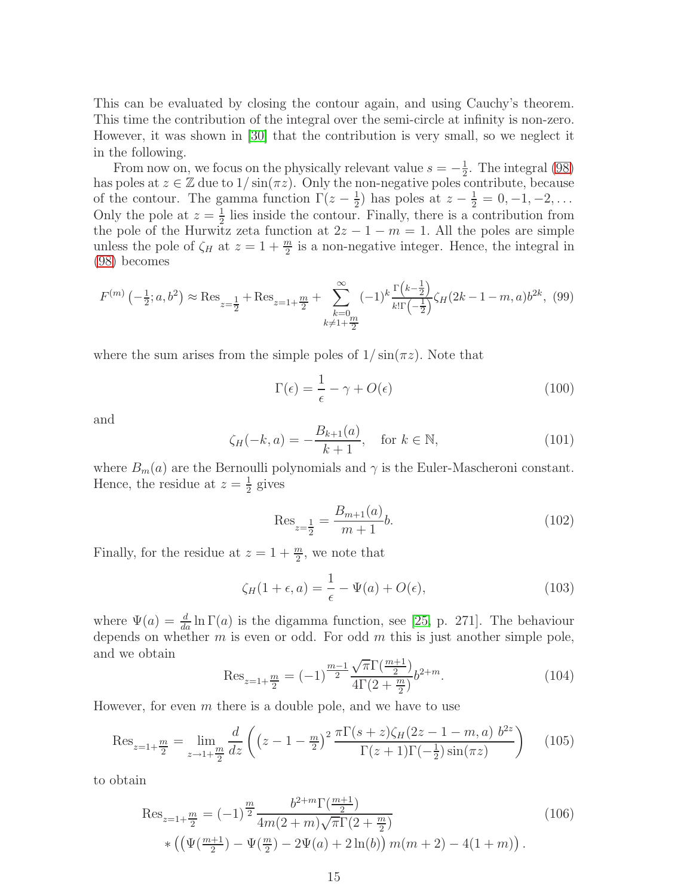This can be evaluated by closing the contour again, and using Cauchy's theorem. This time the contribution of the integral over the semi-circle at infinity is non-zero. However, it was shown in [30] that the contribution is very small, so we neglect it in the following.

From now on, we focus on the physically relevant value $s = -\frac{1}{2}$. The integral (98) has poles at $z \in \mathbb{Z}$ due to $1/\sin(\pi z)$. Only the non-negative poles contribute, because of the contour. The gamma function $\Gamma(z - \frac{1}{2})$ has poles at $z - \frac{1}{2} = 0, -1, -2, \ldots$ Only the pole at $z = \frac{1}{2}$ lies inside the contour. Finally, there is a contribution from the pole of the Hurwitz zeta function at $2z - 1 - m = 1$. All the poles are simple unless the pole of $\zeta_H$ at $z = 1 + \frac{m}{2}$ is a non-negative integer. Hence, the integral in (98) becomes

$$F^{(m)}\left(-\tfrac{1}{2}; a, b^2\right) \approx \operatorname{Res}_{z=\frac{1}{2}} + \operatorname{Res}_{z=1+\frac{m}{2}} + \sum_{\substack{k=0 \\ k \neq 1+\frac{m}{2}}}^{\infty} (-1)^k \frac{\Gamma\left(k - \frac{1}{2}\right)}{k!\,\Gamma\left(-\frac{1}{2}\right)} \zeta_H(2k - 1 - m, a) b^{2k}, \quad (99)$$

where the sum arises from the simple poles of $1/\sin(\pi z)$. Note that

$$\Gamma(\epsilon) = \frac{1}{\epsilon} - \gamma + O(\epsilon) \quad (100)$$

and

$$\zeta_H(-k, a) = -\frac{B_{k+1}(a)}{k+1}, \quad \text{for } k \in \mathbb{N}, \quad (101)$$

where $B_m(a)$ are the Bernoulli polynomials and $\gamma$ is the Euler-Mascheroni constant. Hence, the residue at $z = \frac{1}{2}$ gives

$$\operatorname{Res}_{z=\frac{1}{2}} = \frac{B_{m+1}(a)}{m+1} b. \quad (102)$$

Finally, for the residue at $z = 1 + \frac{m}{2}$, we note that

$$\zeta_H(1 + \epsilon, a) = \frac{1}{\epsilon} - \Psi(a) + O(\epsilon), \quad (103)$$

where $\Psi(a) = \frac{d}{da} \ln \Gamma(a)$ is the digamma function, see [25, p. 271]. The behaviour depends on whether $m$ is even or odd. For odd $m$ this is just another simple pole, and we obtain

$$\operatorname{Res}_{z=1+\frac{m}{2}} = (-1)^{\frac{m-1}{2}} \frac{\sqrt{\pi}\,\Gamma(\frac{m+1}{2})}{4\Gamma(2 + \frac{m}{2})} b^{2+m}. \quad (104)$$

However, for even $m$ there is a double pole, and we have to use

$$\operatorname{Res}_{z=1+\frac{m}{2}} = \lim_{z \to 1+\frac{m}{2}} \frac{d}{dz} \left( \left(z - 1 - \tfrac{m}{2}\right)^2 \frac{\pi \Gamma(s+z) \zeta_H(2z - 1 - m, a)\ b^{2z}}{\Gamma(z+1)\Gamma(-\frac{1}{2}) \sin(\pi z)} \right) \quad (105)$$

to obtain

$$\begin{aligned} \operatorname{Res}_{z=1+\frac{m}{2}} = (-1)^{\frac{m}{2}} & \frac{b^{2+m}\Gamma(\frac{m+1}{2})}{4m(2+m)\sqrt{\pi}\,\Gamma(2+\frac{m}{2})} \\ & * \left( \left( \Psi(\tfrac{m+1}{2}) - \Psi(\tfrac{m}{2}) - 2\Psi(a) + 2\ln(b) \right) m(m+2) - 4(1+m) \right). \end{aligned} \quad (106)$$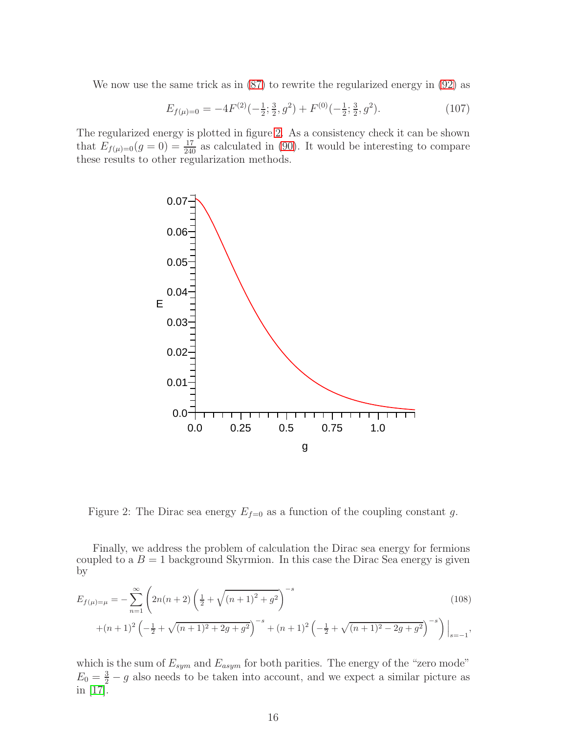We now use the same trick as in (87) to rewrite the regularized energy in (92) as

$$E_{f(\mu)=0} = -4F^{(2)}(-\tfrac{1}{2}; \tfrac{3}{2}, g^2) + F^{(0)}(-\tfrac{1}{2}; \tfrac{3}{2}, g^2). \tag{107}$$

The regularized energy is plotted in figure 2. As a consistency check it can be shown that $E_{f(\mu)=0}(g=0) = \frac{17}{240}$ as calculated in (90). It would be interesting to compare these results to other regularization methods.

Figure 2: The Dirac sea energy $E_{f=0}$ as a function of the coupling constant $g$.

Finally, we address the problem of calculation the Dirac sea energy for fermions coupled to a $B=1$ background Skyrmion. In this case the Dirac Sea energy is given by

$$E_{f(\mu)=\mu} = -\sum_{n=1}^{\infty} \Bigg( 2n(n+2)\left(\tfrac{1}{2} + \sqrt{(n+1)^2 + g^2}\right)^{-s} \tag{108}$$
$$+ (n+1)^2 \left(-\tfrac{1}{2} + \sqrt{(n+1)^2 + 2g + g^2}\right)^{-s} + (n+1)^2 \left(-\tfrac{1}{2} + \sqrt{(n+1)^2 - 2g + g^2}\right)^{-s} \Bigg)\Bigg|_{s=-1},$$

which is the sum of $E_{sym}$ and $E_{asym}$ for both parities. The energy of the "zero mode" $E_0 = \frac{3}{2} - g$ also needs to be taken into account, and we expect a similar picture as in [17].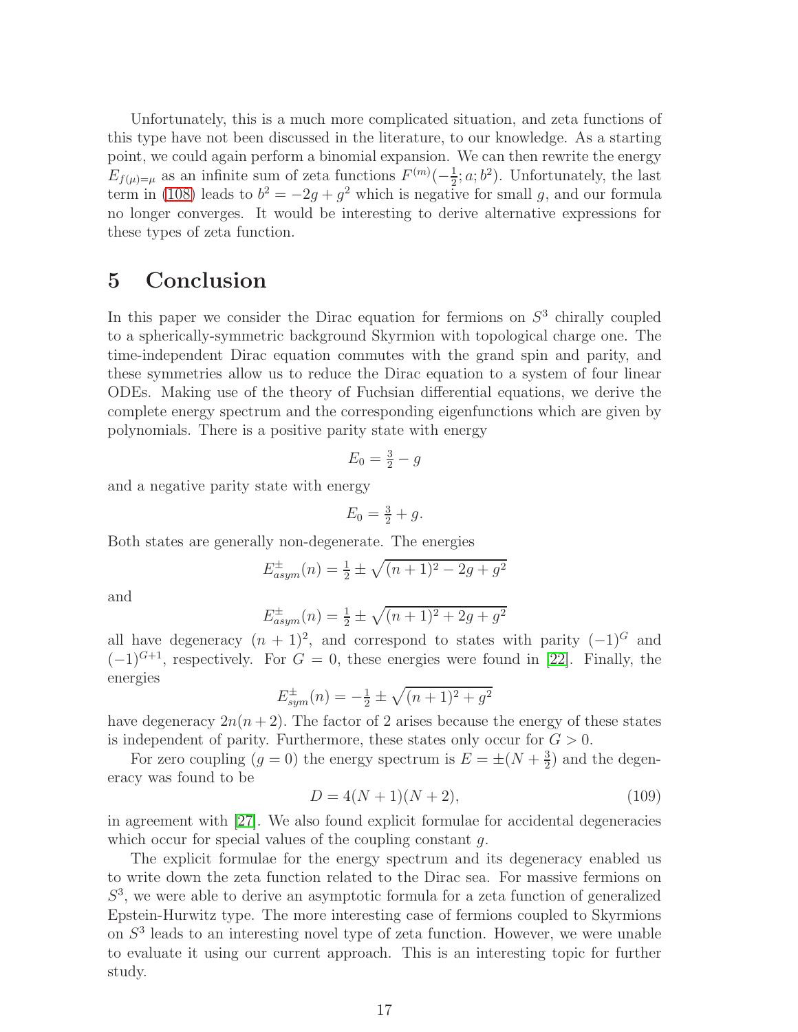Unfortunately, this is a much more complicated situation, and zeta functions of this type have not been discussed in the literature, to our knowledge. As a starting point, we could again perform a binomial expansion. We can then rewrite the energy $E_{f(\mu)=\mu}$ as an infinite sum of zeta functions $F^{(m)}(-\frac{1}{2}; a; b^2)$. Unfortunately, the last term in (108) leads to $b^2 = -2g + g^2$ which is negative for small $g$, and our formula no longer converges. It would be interesting to derive alternative expressions for these types of zeta function.

# 5 Conclusion

In this paper we consider the Dirac equation for fermions on $S^3$ chirally coupled to a spherically-symmetric background Skyrmion with topological charge one. The time-independent Dirac equation commutes with the grand spin and parity, and these symmetries allow us to reduce the Dirac equation to a system of four linear ODEs. Making use of the theory of Fuchsian differential equations, we derive the complete energy spectrum and the corresponding eigenfunctions which are given by polynomials. There is a positive parity state with energy

$$E_0 = \tfrac{3}{2} - g$$

and a negative parity state with energy

$$E_0 = \tfrac{3}{2} + g.$$

Both states are generally non-degenerate. The energies

$$E^{\pm}_{asym}(n) = \tfrac{1}{2} \pm \sqrt{(n+1)^2 - 2g + g^2}$$

and

$$E^{\pm}_{asym}(n) = \tfrac{1}{2} \pm \sqrt{(n+1)^2 + 2g + g^2}$$

all have degeneracy $(n+1)^2$, and correspond to states with parity $(-1)^G$ and $(-1)^{G+1}$, respectively. For $G = 0$, these energies were found in [22]. Finally, the energies

$$E^{\pm}_{sym}(n) = -\tfrac{1}{2} \pm \sqrt{(n+1)^2 + g^2}$$

have degeneracy $2n(n+2)$. The factor of 2 arises because the energy of these states is independent of parity. Furthermore, these states only occur for $G > 0$.

For zero coupling ($g = 0$) the energy spectrum is $E = \pm(N + \frac{3}{2})$ and the degeneracy was found to be

$$D = 4(N+1)(N+2), \tag{109}$$

in agreement with [27]. We also found explicit formulae for accidental degeneracies which occur for special values of the coupling constant $g$.

The explicit formulae for the energy spectrum and its degeneracy enabled us to write down the zeta function related to the Dirac sea. For massive fermions on $S^3$, we were able to derive an asymptotic formula for a zeta function of generalized Epstein-Hurwitz type. The more interesting case of fermions coupled to Skyrmions on $S^3$ leads to an interesting novel type of zeta function. However, we were unable to evaluate it using our current approach. This is an interesting topic for further study.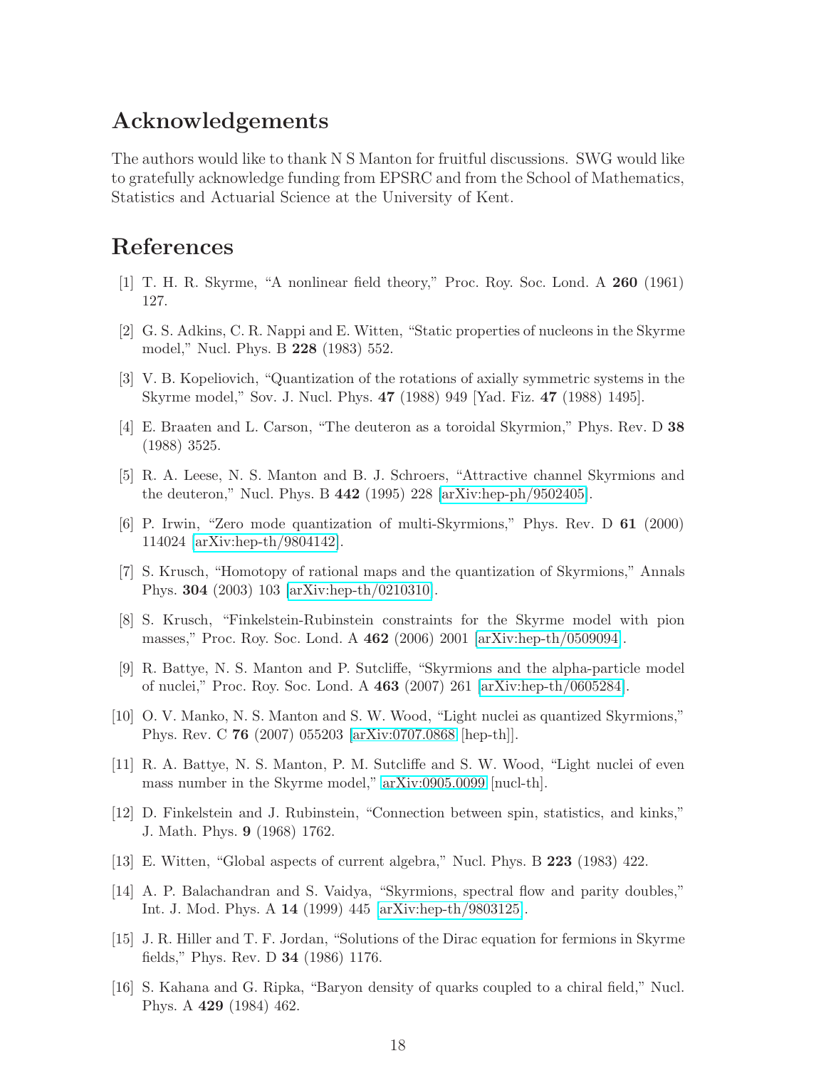## Acknowledgements

The authors would like to thank N S Manton for fruitful discussions. SWG would like to gratefully acknowledge funding from EPSRC and from the School of Mathematics, Statistics and Actuarial Science at the University of Kent.

## References

[1] T. H. R. Skyrme, "A nonlinear field theory," Proc. Roy. Soc. Lond. A **260** (1961) 127.

[2] G. S. Adkins, C. R. Nappi and E. Witten, "Static properties of nucleons in the Skyrme model," Nucl. Phys. B **228** (1983) 552.

[3] V. B. Kopeliovich, "Quantization of the rotations of axially symmetric systems in the Skyrme model," Sov. J. Nucl. Phys. **47** (1988) 949 [Yad. Fiz. **47** (1988) 1495].

[4] E. Braaten and L. Carson, "The deuteron as a toroidal Skyrmion," Phys. Rev. D **38** (1988) 3525.

[5] R. A. Leese, N. S. Manton and B. J. Schroers, "Attractive channel Skyrmions and the deuteron," Nucl. Phys. B **442** (1995) 228 [arXiv:hep-ph/9502405].

[6] P. Irwin, "Zero mode quantization of multi-Skyrmions," Phys. Rev. D **61** (2000) 114024 [arXiv:hep-th/9804142].

[7] S. Krusch, "Homotopy of rational maps and the quantization of Skyrmions," Annals Phys. **304** (2003) 103 [arXiv:hep-th/0210310].

[8] S. Krusch, "Finkelstein-Rubinstein constraints for the Skyrme model with pion masses," Proc. Roy. Soc. Lond. A **462** (2006) 2001 [arXiv:hep-th/0509094].

[9] R. Battye, N. S. Manton and P. Sutcliffe, "Skyrmions and the alpha-particle model of nuclei," Proc. Roy. Soc. Lond. A **463** (2007) 261 [arXiv:hep-th/0605284].

[10] O. V. Manko, N. S. Manton and S. W. Wood, "Light nuclei as quantized Skyrmions," Phys. Rev. C **76** (2007) 055203 [arXiv:0707.0868 [hep-th]].

[11] R. A. Battye, N. S. Manton, P. M. Sutcliffe and S. W. Wood, "Light nuclei of even mass number in the Skyrme model," arXiv:0905.0099 [nucl-th].

[12] D. Finkelstein and J. Rubinstein, "Connection between spin, statistics, and kinks," J. Math. Phys. **9** (1968) 1762.

[13] E. Witten, "Global aspects of current algebra," Nucl. Phys. B **223** (1983) 422.

[14] A. P. Balachandran and S. Vaidya, "Skyrmions, spectral flow and parity doubles," Int. J. Mod. Phys. A **14** (1999) 445 [arXiv:hep-th/9803125].

[15] J. R. Hiller and T. F. Jordan, "Solutions of the Dirac equation for fermions in Skyrme fields," Phys. Rev. D **34** (1986) 1176.

[16] S. Kahana and G. Ripka, "Baryon density of quarks coupled to a chiral field," Nucl. Phys. A **429** (1984) 462.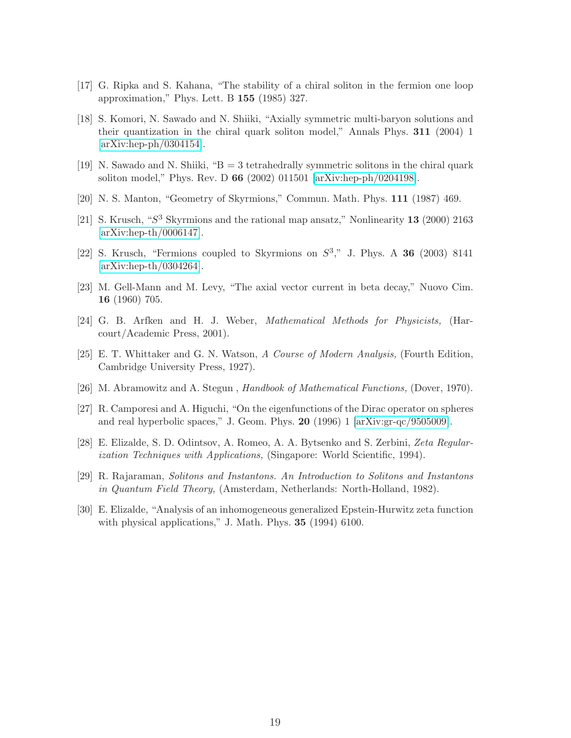[17] G. Ripka and S. Kahana, "The stability of a chiral soliton in the fermion one loop approximation," Phys. Lett. B **155** (1985) 327.

[18] S. Komori, N. Sawado and N. Shiiki, "Axially symmetric multi-baryon solutions and their quantization in the chiral quark soliton model," Annals Phys. **311** (2004) 1 [arXiv:hep-ph/0304154].

[19] N. Sawado and N. Shiiki, "B = 3 tetrahedrally symmetric solitons in the chiral quark soliton model," Phys. Rev. D **66** (2002) 011501 [arXiv:hep-ph/0204198].

[20] N. S. Manton, "Geometry of Skyrmions," Commun. Math. Phys. **111** (1987) 469.

[21] S. Krusch, "$S^3$ Skyrmions and the rational map ansatz," Nonlinearity **13** (2000) 2163 [arXiv:hep-th/0006147].

[22] S. Krusch, "Fermions coupled to Skyrmions on $S^3$," J. Phys. A **36** (2003) 8141 [arXiv:hep-th/0304264].

[23] M. Gell-Mann and M. Levy, "The axial vector current in beta decay," Nuovo Cim. **16** (1960) 705.

[24] G. B. Arfken and H. J. Weber, *Mathematical Methods for Physicists,* (Harcourt/Academic Press, 2001).

[25] E. T. Whittaker and G. N. Watson, *A Course of Modern Analysis,* (Fourth Edition, Cambridge University Press, 1927).

[26] M. Abramowitz and A. Stegun , *Handbook of Mathematical Functions,* (Dover, 1970).

[27] R. Camporesi and A. Higuchi, "On the eigenfunctions of the Dirac operator on spheres and real hyperbolic spaces," J. Geom. Phys. **20** (1996) 1 [arXiv:gr-qc/9505009].

[28] E. Elizalde, S. D. Odintsov, A. Romeo, A. A. Bytsenko and S. Zerbini, *Zeta Regularization Techniques with Applications,* (Singapore: World Scientific, 1994).

[29] R. Rajaraman, *Solitons and Instantons. An Introduction to Solitons and Instantons in Quantum Field Theory,* (Amsterdam, Netherlands: North-Holland, 1982).

[30] E. Elizalde, "Analysis of an inhomogeneous generalized Epstein-Hurwitz zeta function with physical applications," J. Math. Phys. **35** (1994) 6100.